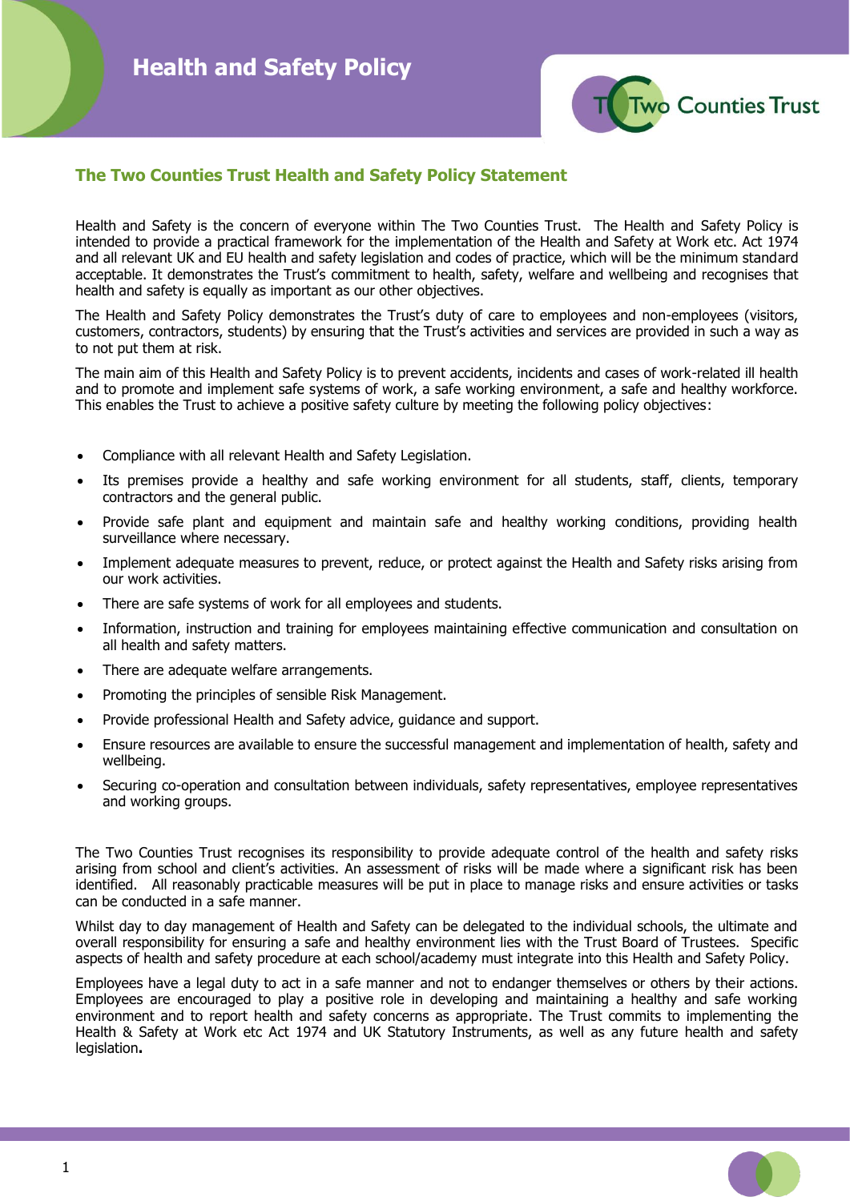# Health and Safety Policy

## The Two Counties Trust Health and Safety Policy Statement

Health and Safety is the concern of everyone within The Two Counties Trust. The Health and Safety Policy is intended to provide a practical framework for the implementation of the Health and Safety at Work etc. Act 1974 and all relevant UK and EU health and safety legislation and codes of practice, which will be the minimum standard acceptable. It demonstrates the Trust's commitment to health, safety, welfare and wellbeing and recognises that health and safety is equally as important as our other objectives.

The Health and Safety Policy demonstrates the Trust's duty of care to employees and non-employees (visitors, customers, contractors, students) by ensuring that the Trust's activities and services are provided in such a way as to not put them at risk.

The main aim of this Health and Safety Policy is to prevent accidents, incidents and cases of work-related ill health and to promote and implement safe systems of work, a safe working environment, a safe and healthy workforce. This enables the Trust to achieve a positive safety culture by meeting the following policy objectives:

- Compliance with all relevant Health and Safety Legislation.
- Its premises provide a healthy and safe working environment for all students, staff, clients, temporary contractors and the general public.
- Provide safe plant and equipment and maintain safe and healthy working conditions, providing health surveillance where necessary.
- Implement adequate measures to prevent, reduce, or protect against the Health and Safety risks arising from our work activities.
- There are safe systems of work for all employees and students.
- Information, instruction and training for employees maintaining effective communication and consultation on all health and safety matters.
- There are adequate welfare arrangements.
- Promoting the principles of sensible Risk Management.
- Provide professional Health and Safety advice, guidance and support.
- Ensure resources are available to ensure the successful management and implementation of health, safety and wellbeing.
- Securing co-operation and consultation between individuals, safety representatives, employee representatives and working groups.

The Two Counties Trust recognises its responsibility to provide adequate control of the health and safety risks arising from school and client's activities. An assessment of risks will be made where a significant risk has been identified. All reasonably practicable measures will be put in place to manage risks and ensure activities or tasks can be conducted in a safe manner.

Whilst day to day management of Health and Safety can be delegated to the individual schools, the ultimate and overall responsibility for ensuring a safe and healthy environment lies with the Trust Board of Trustees. Specific aspects of health and safety procedure at each school/academy must integrate into this Health and Safety Policy.

Employees have a legal duty to act in a safe manner and not to endanger themselves or others by their actions. Employees are encouraged to play a positive role in developing and maintaining a healthy and safe working environment and to report health and safety concerns as appropriate. The Trust commits to implementing the Health & Safety at Work etc Act 1974 and UK Statutory Instruments, as well as any future health and safety legislation.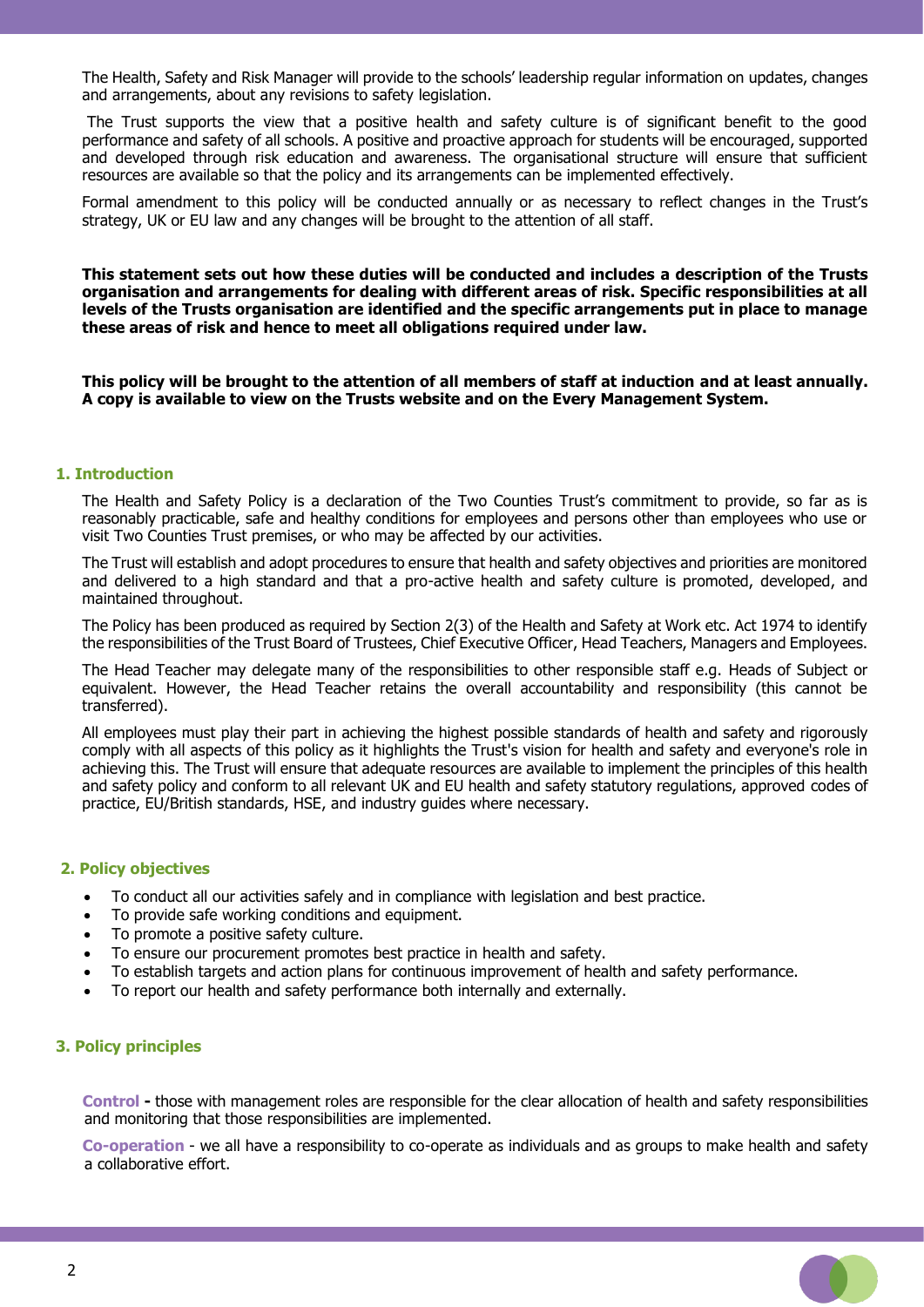The Health, Safety and Risk Manager will provide to the schools' leadership regular information on updates, changes and arrangements, about any revisions to safety legislation.

The Trust supports the view that a positive health and safety culture is of significant benefit to the good performance and safety of all schools. A positive and proactive approach for students will be encouraged, supported and developed through risk education and awareness. The organisational structure will ensure that sufficient resources are available so that the policy and its arrangements can be implemented effectively.

Formal amendment to this policy will be conducted annually or as necessary to reflect changes in the Trust's strategy, UK or EU law and any changes will be brought to the attention of all staff.

**This statement sets out how these duties will be conducted and includes a description of the Trusts organisation and arrangements for dealing with different areas of risk. Specific responsibilities at all levels of the Trusts organisation are identified and the specific arrangements put in place to manage these areas of risk and hence to meet all obligations required under law.**

**This policy will be brought to the attention of all members of staff at induction and at least annually. A copy is available to view on the Trusts website and on the Every Management System.**

## 1. Introduction

The Health and Safety Policy is a declaration of the Two Counties Trust's commitment to provide, so far as is reasonably practicable, safe and healthy conditions for employees and persons other than employees who use or visit Two Counties Trust premises, or who may be affected by our activities.

The Trust will establish and adopt procedures to ensure that health and safety objectives and priorities are monitored and delivered to a high standard and that a pro-active health and safety culture is promoted, developed, and maintained throughout.

The Policy has been produced as required by Section 2(3) of the Health and Safety at Work etc. Act 1974 to identify the responsibilities of the Trust Board of Trustees, Chief Executive Officer, Head Teachers, Managers and Employees.

The Head Teacher may delegate many of the responsibilities to other responsible staff e.g. Heads of Subject or equivalent. However, the Head Teacher retains the overall accountability and responsibility (this cannot be transferred).

All employees must play their part in achieving the highest possible standards of health and safety and rigorously comply with all aspects of this policy as it highlights the Trust's vision for health and safety and everyone's role in achieving this. The Trust will ensure that adequate resources are available to implement the principles of this health and safety policy and conform to all relevant UK and EU health and safety statutory regulations, approved codes of practice, EU/British standards, HSE, and industry guides where necessary.

## 2. Policy objectives

- To conduct all our activities safely and in compliance with legislation and best practice.
- To provide safe working conditions and equipment.
- To promote a positive safety culture.
- To ensure our procurement promotes best practice in health and safety.
- To establish targets and action plans for continuous improvement of health and safety performance.
- To report our health and safety performance both internally and externally.

## 3. Policy principles

**Control -** those with management roles are responsible for the clear allocation of health and safety responsibilities and monitoring that those responsibilities are implemented.

**Co-operation** - we all have a responsibility to co-operate as individuals and as groups to make health and safety a collaborative effort.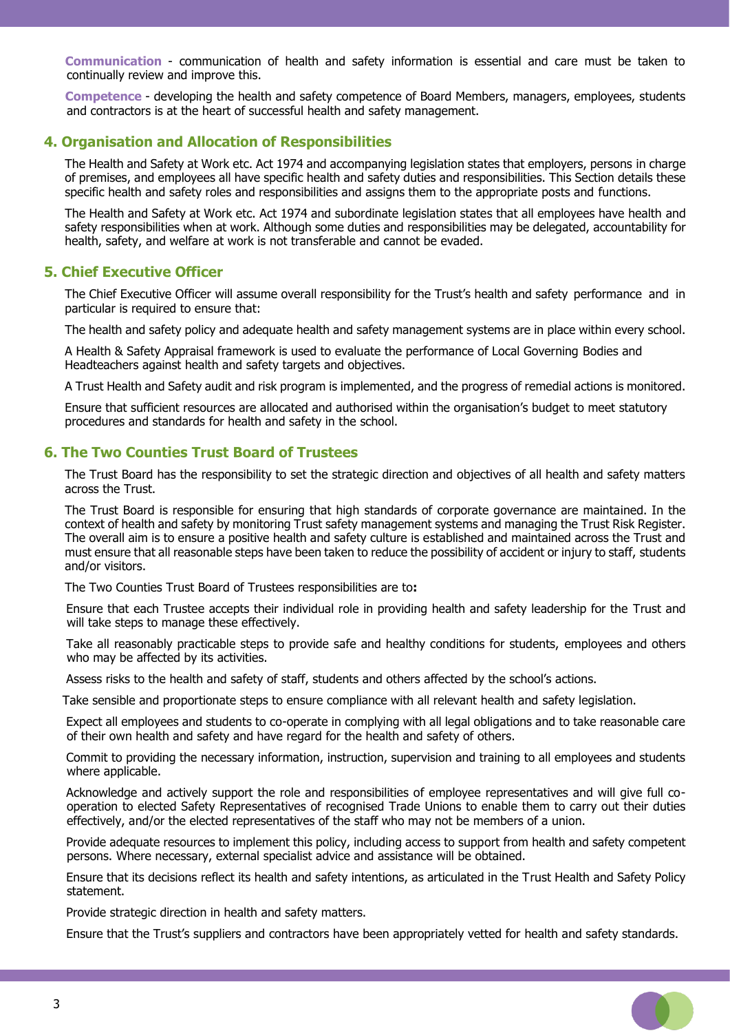**Communication** - communication of health and safety information is essential and care must be taken to continually review and improve this.

**Competence** - developing the health and safety competence of Board Members, managers, employees, students and contractors is at the heart of successful health and safety management.

## 4. Organisation and Allocation of Responsibilities

The Health and Safety at Work etc. Act 1974 and accompanying legislation states that employers, persons in charge of premises, and employees all have specific health and safety duties and responsibilities. This Section details these specific health and safety roles and responsibilities and assigns them to the appropriate posts and functions.

The Health and Safety at Work etc. Act 1974 and subordinate legislation states that all employees have health and safety responsibilities when at work. Although some duties and responsibilities may be delegated, accountability for health, safety, and welfare at work is not transferable and cannot be evaded.

## 5. Chief Executive Officer

The Chief Executive Officer will assume overall responsibility for the Trust's health and safety performance and in particular is required to ensure that:

The health and safety policy and adequate health and safety management systems are in place within every school.

A Health & Safety Appraisal framework is used to evaluate the performance of Local Governing Bodies and Headteachers against health and safety targets and objectives.

A Trust Health and Safety audit and risk program is implemented, and the progress of remedial actions is monitored.

Ensure that sufficient resources are allocated and authorised within the organisation's budget to meet statutory procedures and standards for health and safety in the school.

## 6. The Two Counties Trust Board of Trustees

The Trust Board has the responsibility to set the strategic direction and objectives of all health and safety matters across the Trust.

The Trust Board is responsible for ensuring that high standards of corporate governance are maintained. In the context of health and safety by monitoring Trust safety management systems and managing the Trust Risk Register. The overall aim is to ensure a positive health and safety culture is established and maintained across the Trust and must ensure that all reasonable steps have been taken to reduce the possibility of accident or injury to staff, students and/or visitors.

The Two Counties Trust Board of Trustees responsibilities are to**:**

Ensure that each Trustee accepts their individual role in providing health and safety leadership for the Trust and will take steps to manage these effectively.

Take all reasonably practicable steps to provide safe and healthy conditions for students, employees and others who may be affected by its activities.

Assess risks to the health and safety of staff, students and others affected by the school's actions.

Take sensible and proportionate steps to ensure compliance with all relevant health and safety legislation.

Expect all employees and students to co-operate in complying with all legal obligations and to take reasonable care of their own health and safety and have regard for the health and safety of others.

Commit to providing the necessary information, instruction, supervision and training to all employees and students where applicable.

Acknowledge and actively support the role and responsibilities of employee representatives and will give full co-operation to elected Safety Representatives of recognised Trade Unions to enable them to carry out their duties effectively, and/or the elected representatives of the staff who may not be members of a union.

Provide adequate resources to implement this policy, including access to support from health and safety competent persons. Where necessary, external specialist advice and assistance will be obtained.

Ensure that its decisions reflect its health and safety intentions, as articulated in the Trust Health and Safety Policy statement.

Provide strategic direction in health and safety matters.

Ensure that the Trust's suppliers and contractors have been appropriately vetted for health and safety standards.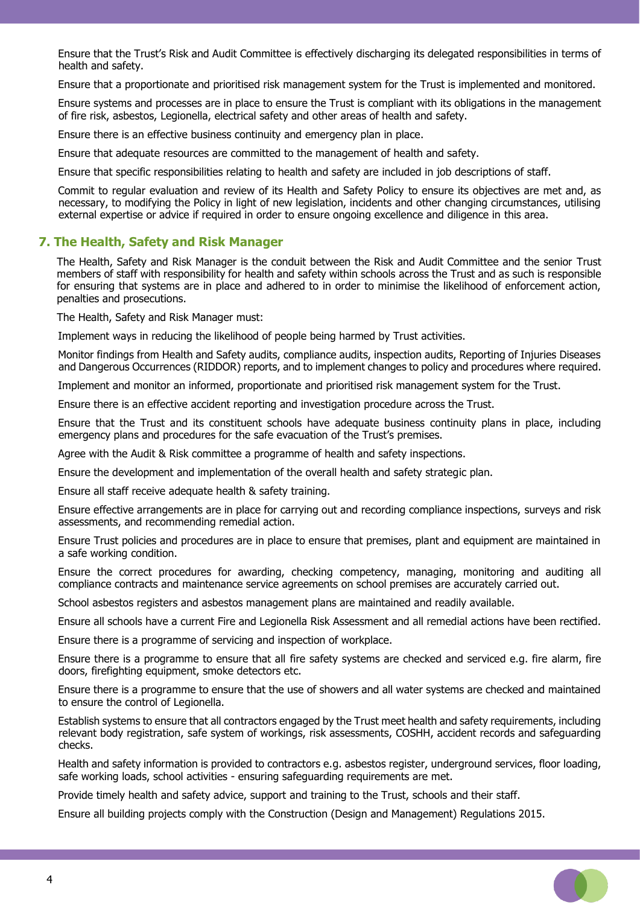Ensure that the Trust's Risk and Audit Committee is effectively discharging its delegated responsibilities in terms of health and safety.

Ensure that a proportionate and prioritised risk management system for the Trust is implemented and monitored.

Ensure systems and processes are in place to ensure the Trust is compliant with its obligations in the management of fire risk, asbestos, Legionella, electrical safety and other areas of health and safety.

Ensure there is an effective business continuity and emergency plan in place.

Ensure that adequate resources are committed to the management of health and safety.

Ensure that specific responsibilities relating to health and safety are included in job descriptions of staff.

Commit to regular evaluation and review of its Health and Safety Policy to ensure its objectives are met and, as necessary, to modifying the Policy in light of new legislation, incidents and other changing circumstances, utilising external expertise or advice if required in order to ensure ongoing excellence and diligence in this area.

## 7. The Health, Safety and Risk Manager

The Health, Safety and Risk Manager is the conduit between the Risk and Audit Committee and the senior Trust members of staff with responsibility for health and safety within schools across the Trust and as such is responsible for ensuring that systems are in place and adhered to in order to minimise the likelihood of enforcement action, penalties and prosecutions.

The Health, Safety and Risk Manager must:

Implement ways in reducing the likelihood of people being harmed by Trust activities.

Monitor findings from Health and Safety audits, compliance audits, inspection audits, Reporting of Injuries Diseases and Dangerous Occurrences (RIDDOR) reports, and to implement changes to policy and procedures where required.

Implement and monitor an informed, proportionate and prioritised risk management system for the Trust.

Ensure there is an effective accident reporting and investigation procedure across the Trust.

Ensure that the Trust and its constituent schools have adequate business continuity plans in place, including emergency plans and procedures for the safe evacuation of the Trust's premises.

Agree with the Audit & Risk committee a programme of health and safety inspections.

Ensure the development and implementation of the overall health and safety strategic plan.

Ensure all staff receive adequate health & safety training.

Ensure effective arrangements are in place for carrying out and recording compliance inspections, surveys and risk assessments, and recommending remedial action.

Ensure Trust policies and procedures are in place to ensure that premises, plant and equipment are maintained in a safe working condition.

Ensure the correct procedures for awarding, checking competency, managing, monitoring and auditing all compliance contracts and maintenance service agreements on school premises are accurately carried out.

School asbestos registers and asbestos management plans are maintained and readily available.

Ensure all schools have a current Fire and Legionella Risk Assessment and all remedial actions have been rectified.

Ensure there is a programme of servicing and inspection of workplace.

Ensure there is a programme to ensure that all fire safety systems are checked and serviced e.g. fire alarm, fire doors, firefighting equipment, smoke detectors etc.

Ensure there is a programme to ensure that the use of showers and all water systems are checked and maintained to ensure the control of Legionella.

Establish systems to ensure that all contractors engaged by the Trust meet health and safety requirements, including relevant body registration, safe system of workings, risk assessments, COSHH, accident records and safeguarding checks.

Health and safety information is provided to contractors e.g. asbestos register, underground services, floor loading, safe working loads, school activities - ensuring safeguarding requirements are met.

Provide timely health and safety advice, support and training to the Trust, schools and their staff.

Ensure all building projects comply with the Construction (Design and Management) Regulations 2015.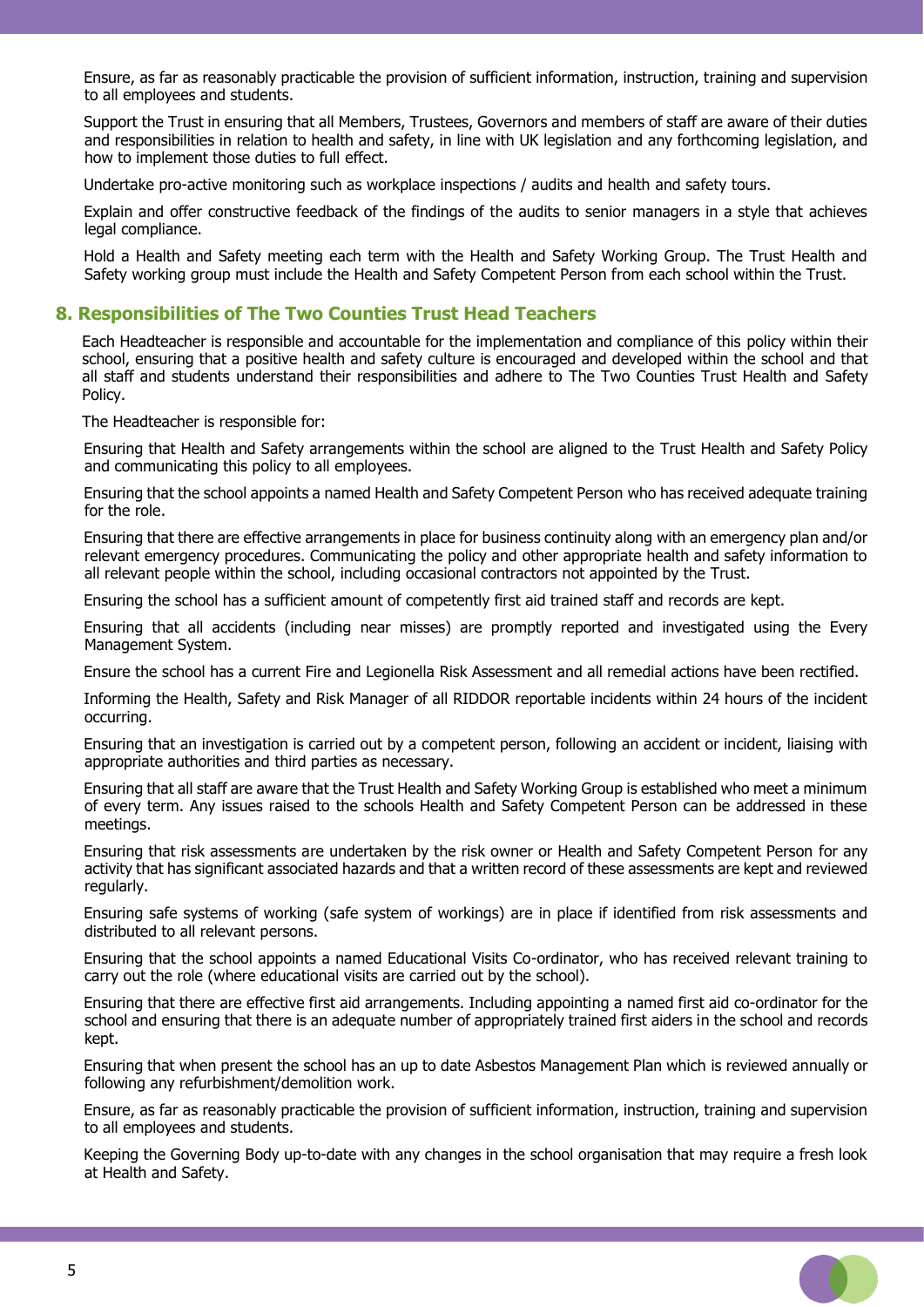Ensure, as far as reasonably practicable the provision of sufficient information, instruction, training and supervision to all employees and students.

Support the Trust in ensuring that all Members, Trustees, Governors and members of staff are aware of their duties and responsibilities in relation to health and safety, in line with UK legislation and any forthcoming legislation, and how to implement those duties to full effect.

Undertake pro-active monitoring such as workplace inspections / audits and health and safety tours.

Explain and offer constructive feedback of the findings of the audits to senior managers in a style that achieves legal compliance.

Hold a Health and Safety meeting each term with the Health and Safety Working Group. The Trust Health and Safety working group must include the Health and Safety Competent Person from each school within the Trust.

## 8. Responsibilities of The Two Counties Trust Head Teachers

Each Headteacher is responsible and accountable for the implementation and compliance of this policy within their school, ensuring that a positive health and safety culture is encouraged and developed within the school and that all staff and students understand their responsibilities and adhere to The Two Counties Trust Health and Safety Policy.

The Headteacher is responsible for:

Ensuring that Health and Safety arrangements within the school are aligned to the Trust Health and Safety Policy and communicating this policy to all employees.

Ensuring that the school appoints a named Health and Safety Competent Person who has received adequate training for the role.

Ensuring that there are effective arrangements in place for business continuity along with an emergency plan and/or relevant emergency procedures. Communicating the policy and other appropriate health and safety information to all relevant people within the school, including occasional contractors not appointed by the Trust.

Ensuring the school has a sufficient amount of competently first aid trained staff and records are kept.

Ensuring that all accidents (including near misses) are promptly reported and investigated using the Every Management System.

Ensure the school has a current Fire and Legionella Risk Assessment and all remedial actions have been rectified.

Informing the Health, Safety and Risk Manager of all RIDDOR reportable incidents within 24 hours of the incident occurring.

Ensuring that an investigation is carried out by a competent person, following an accident or incident, liaising with appropriate authorities and third parties as necessary.

Ensuring that all staff are aware that the Trust Health and Safety Working Group is established who meet a minimum of every term. Any issues raised to the schools Health and Safety Competent Person can be addressed in these meetings.

Ensuring that risk assessments are undertaken by the risk owner or Health and Safety Competent Person for any activity that has significant associated hazards and that a written record of these assessments are kept and reviewed regularly.

Ensuring safe systems of working (safe system of workings) are in place if identified from risk assessments and distributed to all relevant persons.

Ensuring that the school appoints a named Educational Visits Co-ordinator, who has received relevant training to carry out the role (where educational visits are carried out by the school).

Ensuring that there are effective first aid arrangements. Including appointing a named first aid co-ordinator for the school and ensuring that there is an adequate number of appropriately trained first aiders in the school and records kept.

Ensuring that when present the school has an up to date Asbestos Management Plan which is reviewed annually or following any refurbishment/demolition work.

Ensure, as far as reasonably practicable the provision of sufficient information, instruction, training and supervision to all employees and students.

Keeping the Governing Body up-to-date with any changes in the school organisation that may require a fresh look at Health and Safety.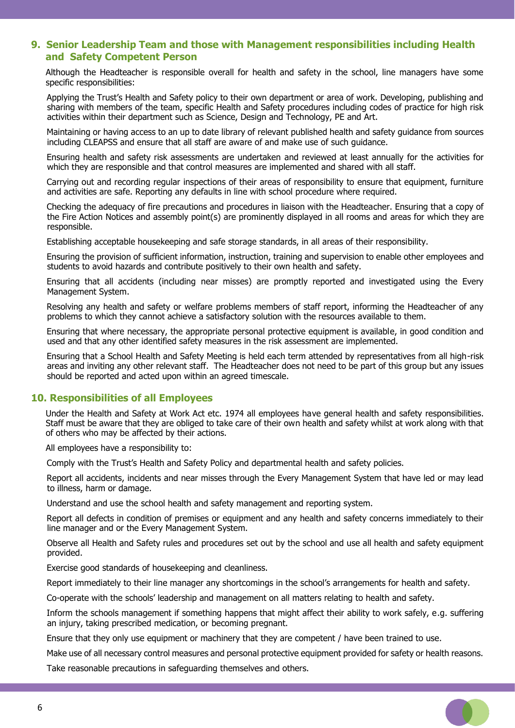## 9. Senior Leadership Team and those with Management responsibilities including Health and Safety Competent Person

Although the Headteacher is responsible overall for health and safety in the school, line managers have some specific responsibilities:

Applying the Trust's Health and Safety policy to their own department or area of work. Developing, publishing and sharing with members of the team, specific Health and Safety procedures including codes of practice for high risk activities within their department such as Science, Design and Technology, PE and Art.

Maintaining or having access to an up to date library of relevant published health and safety guidance from sources including CLEAPSS and ensure that all staff are aware of and make use of such guidance.

Ensuring health and safety risk assessments are undertaken and reviewed at least annually for the activities for which they are responsible and that control measures are implemented and shared with all staff.

Carrying out and recording regular inspections of their areas of responsibility to ensure that equipment, furniture and activities are safe. Reporting any defaults in line with school procedure where required.

Checking the adequacy of fire precautions and procedures in liaison with the Headteacher. Ensuring that a copy of the Fire Action Notices and assembly point(s) are prominently displayed in all rooms and areas for which they are responsible.

Establishing acceptable housekeeping and safe storage standards, in all areas of their responsibility.

Ensuring the provision of sufficient information, instruction, training and supervision to enable other employees and students to avoid hazards and contribute positively to their own health and safety.

Ensuring that all accidents (including near misses) are promptly reported and investigated using the Every Management System.

Resolving any health and safety or welfare problems members of staff report, informing the Headteacher of any problems to which they cannot achieve a satisfactory solution with the resources available to them.

Ensuring that where necessary, the appropriate personal protective equipment is available, in good condition and used and that any other identified safety measures in the risk assessment are implemented.

Ensuring that a School Health and Safety Meeting is held each term attended by representatives from all high-risk areas and inviting any other relevant staff. The Headteacher does not need to be part of this group but any issues should be reported and acted upon within an agreed timescale.

## 10. Responsibilities of all Employees

Under the Health and Safety at Work Act etc. 1974 all employees have general health and safety responsibilities. Staff must be aware that they are obliged to take care of their own health and safety whilst at work along with that of others who may be affected by their actions.

All employees have a responsibility to:

Comply with the Trust's Health and Safety Policy and departmental health and safety policies.

Report all accidents, incidents and near misses through the Every Management System that have led or may lead to illness, harm or damage.

Understand and use the school health and safety management and reporting system.

Report all defects in condition of premises or equipment and any health and safety concerns immediately to their line manager and or the Every Management System.

Observe all Health and Safety rules and procedures set out by the school and use all health and safety equipment provided.

Exercise good standards of housekeeping and cleanliness.

Report immediately to their line manager any shortcomings in the school's arrangements for health and safety.

Co-operate with the schools' leadership and management on all matters relating to health and safety.

Inform the schools management if something happens that might affect their ability to work safely, e.g. suffering an injury, taking prescribed medication, or becoming pregnant.

Ensure that they only use equipment or machinery that they are competent / have been trained to use.

Make use of all necessary control measures and personal protective equipment provided for safety or health reasons.

Take reasonable precautions in safeguarding themselves and others.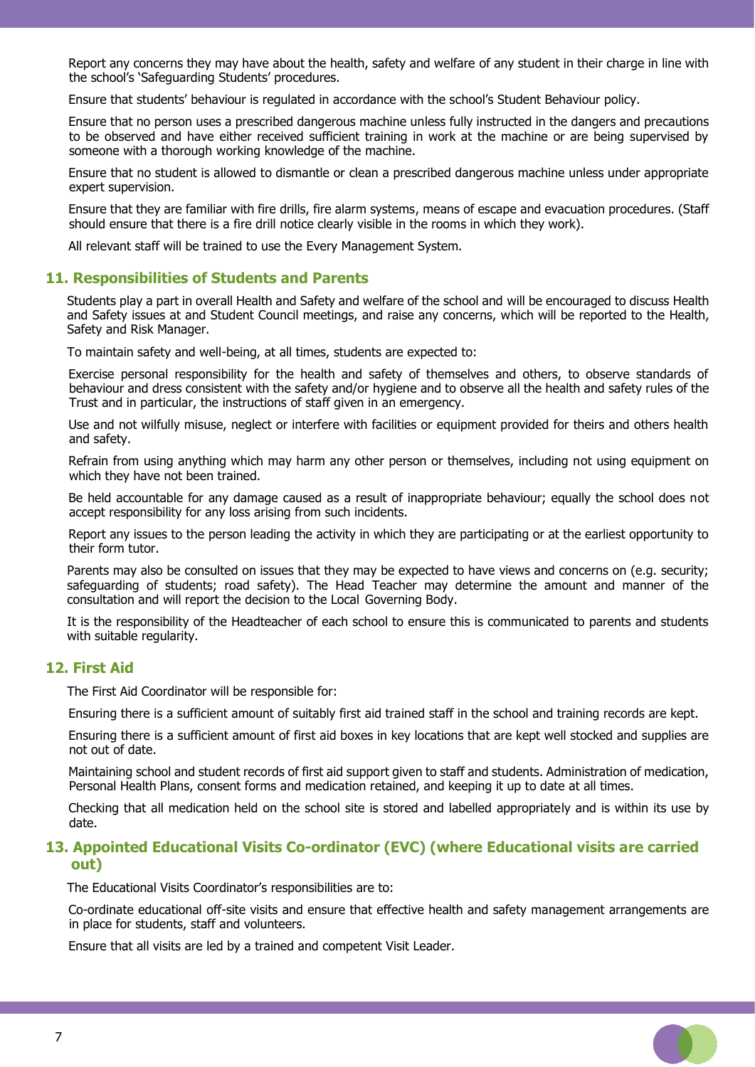Report any concerns they may have about the health, safety and welfare of any student in their charge in line with the school's 'Safeguarding Students' procedures.

Ensure that students' behaviour is regulated in accordance with the school's Student Behaviour policy.

Ensure that no person uses a prescribed dangerous machine unless fully instructed in the dangers and precautions to be observed and have either received sufficient training in work at the machine or are being supervised by someone with a thorough working knowledge of the machine.

Ensure that no student is allowed to dismantle or clean a prescribed dangerous machine unless under appropriate expert supervision.

Ensure that they are familiar with fire drills, fire alarm systems, means of escape and evacuation procedures. (Staff should ensure that there is a fire drill notice clearly visible in the rooms in which they work).

All relevant staff will be trained to use the Every Management System.

## 11. Responsibilities of Students and Parents

Students play a part in overall Health and Safety and welfare of the school and will be encouraged to discuss Health and Safety issues at and Student Council meetings, and raise any concerns, which will be reported to the Health, Safety and Risk Manager.

To maintain safety and well-being, at all times, students are expected to:

Exercise personal responsibility for the health and safety of themselves and others, to observe standards of behaviour and dress consistent with the safety and/or hygiene and to observe all the health and safety rules of the Trust and in particular, the instructions of staff given in an emergency.

Use and not wilfully misuse, neglect or interfere with facilities or equipment provided for theirs and others health and safety.

Refrain from using anything which may harm any other person or themselves, including not using equipment on which they have not been trained.

Be held accountable for any damage caused as a result of inappropriate behaviour; equally the school does not accept responsibility for any loss arising from such incidents.

Report any issues to the person leading the activity in which they are participating or at the earliest opportunity to their form tutor.

Parents may also be consulted on issues that they may be expected to have views and concerns on (e.g. security; safeguarding of students; road safety). The Head Teacher may determine the amount and manner of the consultation and will report the decision to the Local Governing Body.

It is the responsibility of the Headteacher of each school to ensure this is communicated to parents and students with suitable regularity.

## 12. First Aid

The First Aid Coordinator will be responsible for:

Ensuring there is a sufficient amount of suitably first aid trained staff in the school and training records are kept.

Ensuring there is a sufficient amount of first aid boxes in key locations that are kept well stocked and supplies are not out of date.

Maintaining school and student records of first aid support given to staff and students. Administration of medication, Personal Health Plans, consent forms and medication retained, and keeping it up to date at all times.

Checking that all medication held on the school site is stored and labelled appropriately and is within its use by date.

## 13. Appointed Educational Visits Co-ordinator (EVC) (where Educational visits are carried out)

The Educational Visits Coordinator's responsibilities are to:

Co-ordinate educational off-site visits and ensure that effective health and safety management arrangements are in place for students, staff and volunteers.

Ensure that all visits are led by a trained and competent Visit Leader.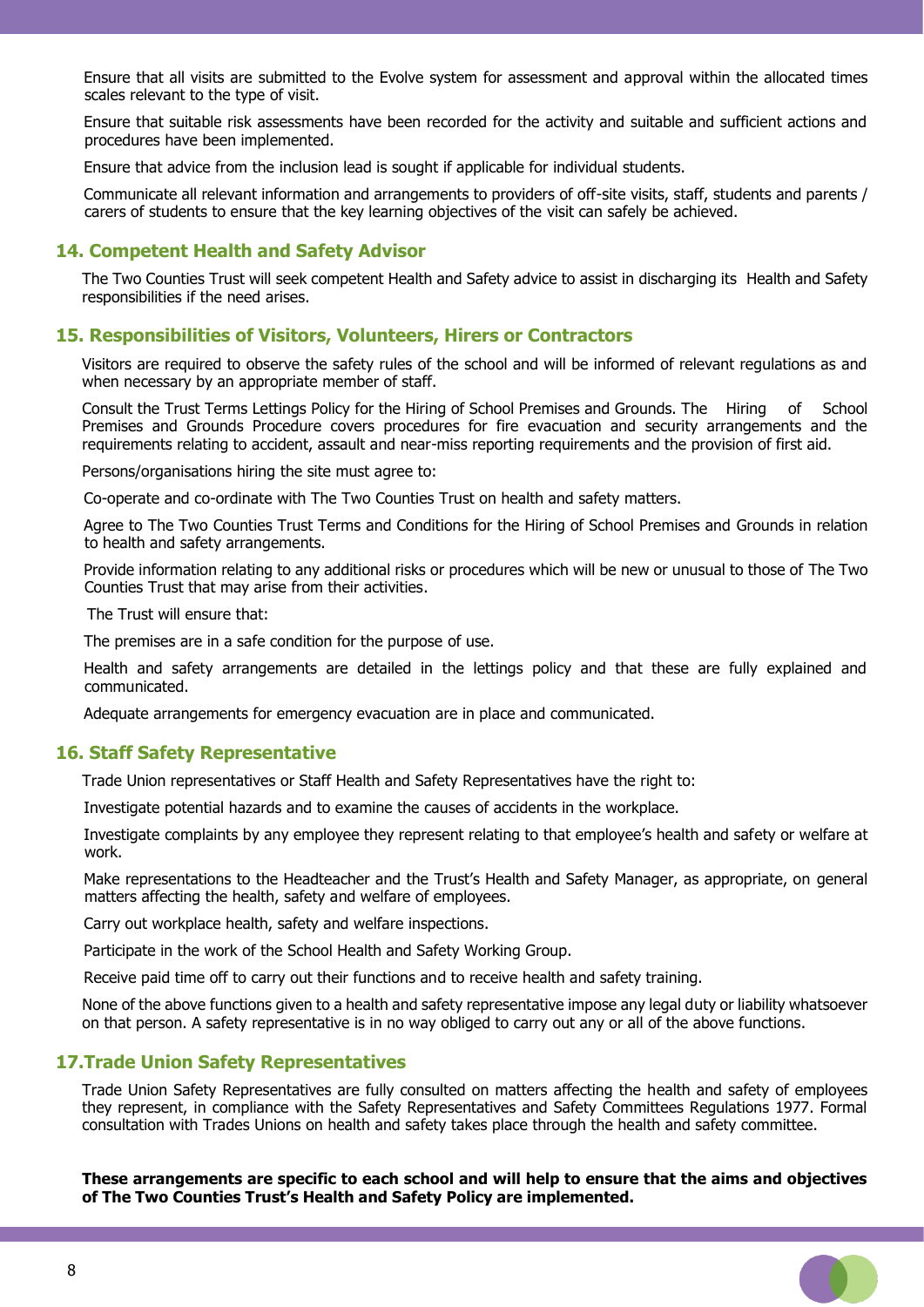Ensure that all visits are submitted to the Evolve system for assessment and approval within the allocated times scales relevant to the type of visit.

Ensure that suitable risk assessments have been recorded for the activity and suitable and sufficient actions and procedures have been implemented.

Ensure that advice from the inclusion lead is sought if applicable for individual students.

Communicate all relevant information and arrangements to providers of off-site visits, staff, students and parents / carers of students to ensure that the key learning objectives of the visit can safely be achieved.

## 14. Competent Health and Safety Advisor

The Two Counties Trust will seek competent Health and Safety advice to assist in discharging its Health and Safety responsibilities if the need arises.

## 15. Responsibilities of Visitors, Volunteers, Hirers or Contractors

Visitors are required to observe the safety rules of the school and will be informed of relevant regulations as and when necessary by an appropriate member of staff.

Consult the Trust Terms Lettings Policy for the Hiring of School Premises and Grounds. The Hiring of School Premises and Grounds Procedure covers procedures for fire evacuation and security arrangements and the requirements relating to accident, assault and near-miss reporting requirements and the provision of first aid.

Persons/organisations hiring the site must agree to:

Co-operate and co-ordinate with The Two Counties Trust on health and safety matters.

Agree to The Two Counties Trust Terms and Conditions for the Hiring of School Premises and Grounds in relation to health and safety arrangements.

Provide information relating to any additional risks or procedures which will be new or unusual to those of The Two Counties Trust that may arise from their activities.

The Trust will ensure that:

The premises are in a safe condition for the purpose of use.

Health and safety arrangements are detailed in the lettings policy and that these are fully explained and communicated.

Adequate arrangements for emergency evacuation are in place and communicated.

## 16. Staff Safety Representative

Trade Union representatives or Staff Health and Safety Representatives have the right to:

Investigate potential hazards and to examine the causes of accidents in the workplace.

Investigate complaints by any employee they represent relating to that employee's health and safety or welfare at work.

Make representations to the Headteacher and the Trust's Health and Safety Manager, as appropriate, on general matters affecting the health, safety and welfare of employees.

Carry out workplace health, safety and welfare inspections.

Participate in the work of the School Health and Safety Working Group.

Receive paid time off to carry out their functions and to receive health and safety training.

None of the above functions given to a health and safety representative impose any legal duty or liability whatsoever on that person. A safety representative is in no way obliged to carry out any or all of the above functions.

## 17.Trade Union Safety Representatives

Trade Union Safety Representatives are fully consulted on matters affecting the health and safety of employees they represent, in compliance with the Safety Representatives and Safety Committees Regulations 1977. Formal consultation with Trades Unions on health and safety takes place through the health and safety committee.

**These arrangements are specific to each school and will help to ensure that the aims and objectives of The Two Counties Trust's Health and Safety Policy are implemented.**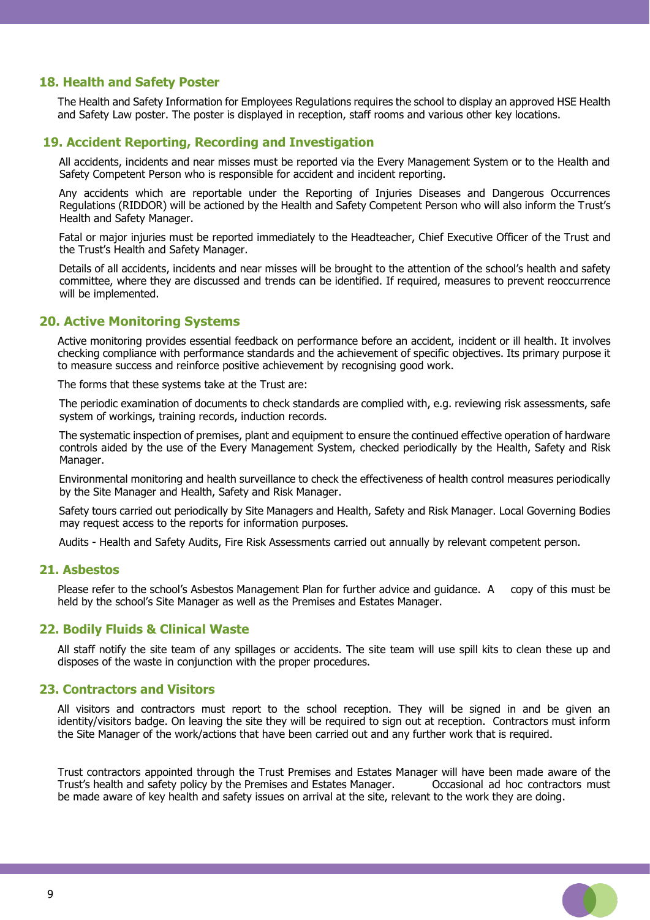## 18. Health and Safety Poster

The Health and Safety Information for Employees Regulations requires the school to display an approved HSE Health and Safety Law poster. The poster is displayed in reception, staff rooms and various other key locations.

## 19. Accident Reporting, Recording and Investigation

All accidents, incidents and near misses must be reported via the Every Management System or to the Health and Safety Competent Person who is responsible for accident and incident reporting.

Any accidents which are reportable under the Reporting of Injuries Diseases and Dangerous Occurrences Regulations (RIDDOR) will be actioned by the Health and Safety Competent Person who will also inform the Trust's Health and Safety Manager.

Fatal or major injuries must be reported immediately to the Headteacher, Chief Executive Officer of the Trust and the Trust's Health and Safety Manager.

Details of all accidents, incidents and near misses will be brought to the attention of the school's health and safety committee, where they are discussed and trends can be identified. If required, measures to prevent reoccurrence will be implemented.

## 20. Active Monitoring Systems

Active monitoring provides essential feedback on performance before an accident, incident or ill health. It involves checking compliance with performance standards and the achievement of specific objectives. Its primary purpose it to measure success and reinforce positive achievement by recognising good work.

The forms that these systems take at the Trust are:

The periodic examination of documents to check standards are complied with, e.g. reviewing risk assessments, safe system of workings, training records, induction records.

The systematic inspection of premises, plant and equipment to ensure the continued effective operation of hardware controls aided by the use of the Every Management System, checked periodically by the Health, Safety and Risk Manager.

Environmental monitoring and health surveillance to check the effectiveness of health control measures periodically by the Site Manager and Health, Safety and Risk Manager.

Safety tours carried out periodically by Site Managers and Health, Safety and Risk Manager. Local Governing Bodies may request access to the reports for information purposes.

Audits - Health and Safety Audits, Fire Risk Assessments carried out annually by relevant competent person.

## 21. Asbestos

Please refer to the school's Asbestos Management Plan for further advice and guidance. A copy of this must be held by the school's Site Manager as well as the Premises and Estates Manager.

## 22. Bodily Fluids & Clinical Waste

All staff notify the site team of any spillages or accidents. The site team will use spill kits to clean these up and disposes of the waste in conjunction with the proper procedures.

## 23. Contractors and Visitors

All visitors and contractors must report to the school reception. They will be signed in and be given an identity/visitors badge. On leaving the site they will be required to sign out at reception. Contractors must inform the Site Manager of the work/actions that have been carried out and any further work that is required.

Trust contractors appointed through the Trust Premises and Estates Manager will have been made aware of the Trust's health and safety policy by the Premises and Estates Manager. Occasional ad hoc contractors must be made aware of key health and safety issues on arrival at the site, relevant to the work they are doing.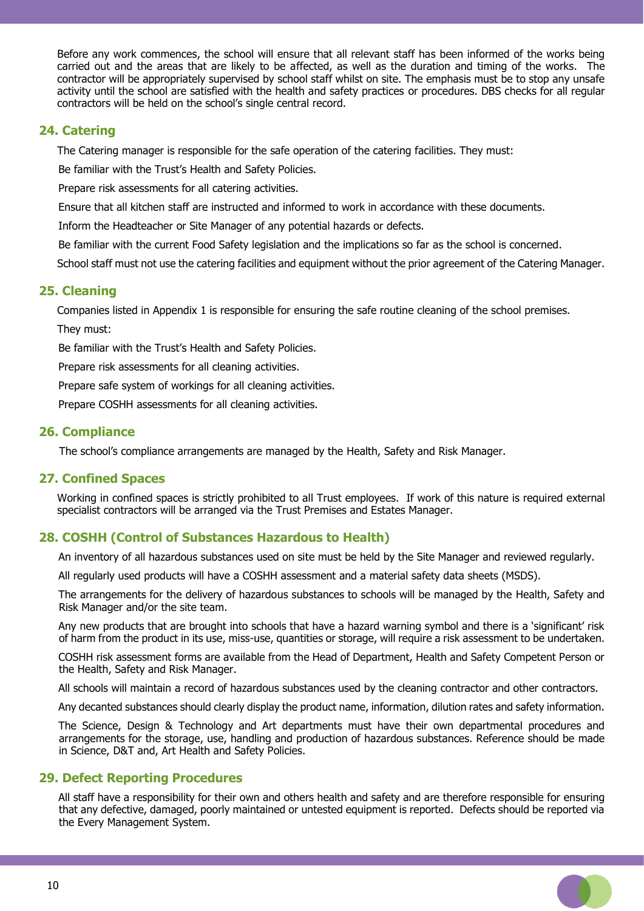Before any work commences, the school will ensure that all relevant staff has been informed of the works being carried out and the areas that are likely to be affected, as well as the duration and timing of the works. The contractor will be appropriately supervised by school staff whilst on site. The emphasis must be to stop any unsafe activity until the school are satisfied with the health and safety practices or procedures. DBS checks for all regular contractors will be held on the school's single central record.

## 24. Catering

The Catering manager is responsible for the safe operation of the catering facilities. They must:

Be familiar with the Trust's Health and Safety Policies.

Prepare risk assessments for all catering activities.

Ensure that all kitchen staff are instructed and informed to work in accordance with these documents.

Inform the Headteacher or Site Manager of any potential hazards or defects.

Be familiar with the current Food Safety legislation and the implications so far as the school is concerned.

School staff must not use the catering facilities and equipment without the prior agreement of the Catering Manager.

## 25. Cleaning

Companies listed in Appendix 1 is responsible for ensuring the safe routine cleaning of the school premises.

They must:

Be familiar with the Trust's Health and Safety Policies.

Prepare risk assessments for all cleaning activities.

Prepare safe system of workings for all cleaning activities.

Prepare COSHH assessments for all cleaning activities.

## 26. Compliance

The school's compliance arrangements are managed by the Health, Safety and Risk Manager.

## 27. Confined Spaces

Working in confined spaces is strictly prohibited to all Trust employees. If work of this nature is required external specialist contractors will be arranged via the Trust Premises and Estates Manager.

## 28. COSHH (Control of Substances Hazardous to Health)

An inventory of all hazardous substances used on site must be held by the Site Manager and reviewed regularly.

All regularly used products will have a COSHH assessment and a material safety data sheets (MSDS).

The arrangements for the delivery of hazardous substances to schools will be managed by the Health, Safety and Risk Manager and/or the site team.

Any new products that are brought into schools that have a hazard warning symbol and there is a 'significant' risk of harm from the product in its use, miss-use, quantities or storage, will require a risk assessment to be undertaken.

COSHH risk assessment forms are available from the Head of Department, Health and Safety Competent Person or the Health, Safety and Risk Manager.

All schools will maintain a record of hazardous substances used by the cleaning contractor and other contractors.

Any decanted substances should clearly display the product name, information, dilution rates and safety information.

The Science, Design & Technology and Art departments must have their own departmental procedures and arrangements for the storage, use, handling and production of hazardous substances. Reference should be made in Science, D&T and, Art Health and Safety Policies.

## 29. Defect Reporting Procedures

All staff have a responsibility for their own and others health and safety and are therefore responsible for ensuring that any defective, damaged, poorly maintained or untested equipment is reported. Defects should be reported via the Every Management System.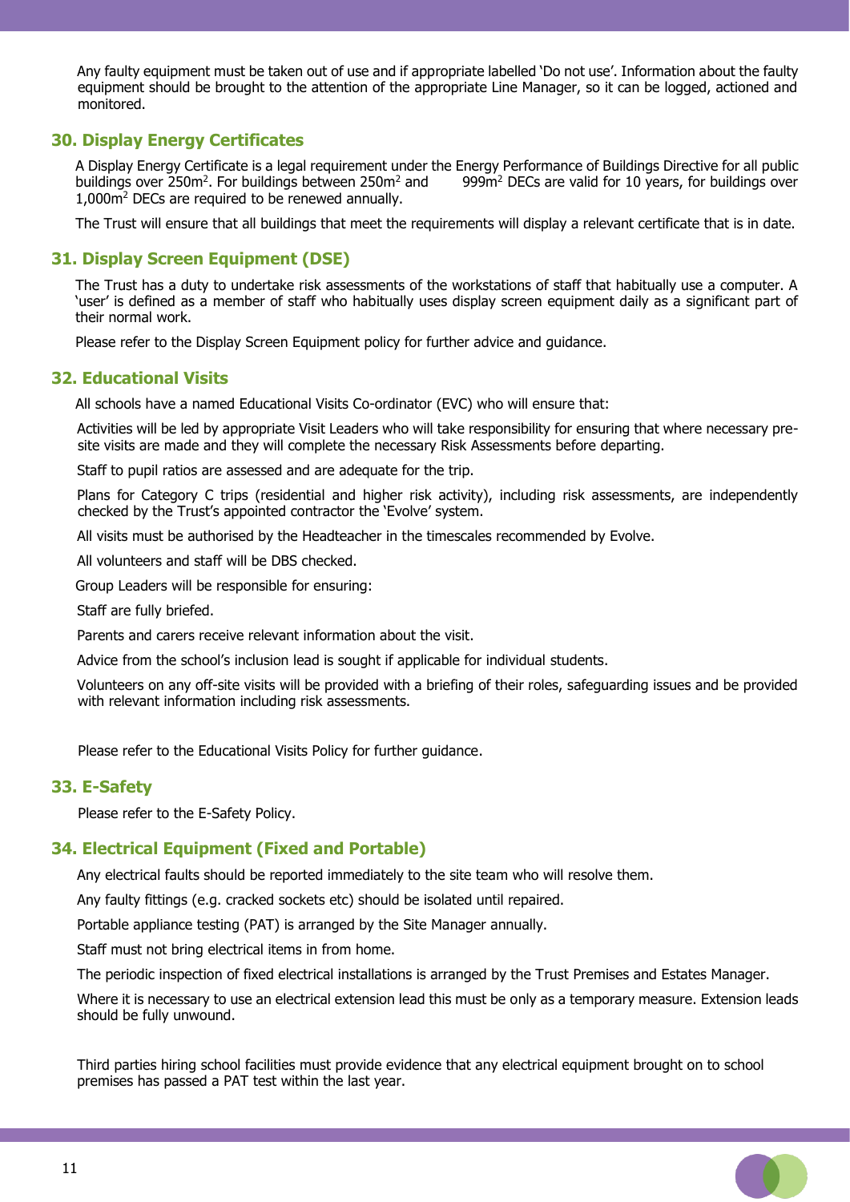Any faulty equipment must be taken out of use and if appropriate labelled 'Do not use'. Information about the faulty equipment should be brought to the attention of the appropriate Line Manager, so it can be logged, actioned and monitored.

## 30. Display Energy Certificates

A Display Energy Certificate is a legal requirement under the Energy Performance of Buildings Directive for all public buildings over 250m$^2$. For buildings between 250m$^2$ and 999m$^2$ DECs are valid for 10 years, for buildings over 1,000m$^2$ DECs are required to be renewed annually.

The Trust will ensure that all buildings that meet the requirements will display a relevant certificate that is in date.

## 31. Display Screen Equipment (DSE)

The Trust has a duty to undertake risk assessments of the workstations of staff that habitually use a computer. A 'user' is defined as a member of staff who habitually uses display screen equipment daily as a significant part of their normal work.

Please refer to the Display Screen Equipment policy for further advice and guidance.

## 32. Educational Visits

All schools have a named Educational Visits Co-ordinator (EVC) who will ensure that:

Activities will be led by appropriate Visit Leaders who will take responsibility for ensuring that where necessary pre-site visits are made and they will complete the necessary Risk Assessments before departing.

Staff to pupil ratios are assessed and are adequate for the trip.

Plans for Category C trips (residential and higher risk activity), including risk assessments, are independently checked by the Trust's appointed contractor the 'Evolve' system.

All visits must be authorised by the Headteacher in the timescales recommended by Evolve.

All volunteers and staff will be DBS checked.

Group Leaders will be responsible for ensuring:

Staff are fully briefed.

Parents and carers receive relevant information about the visit.

Advice from the school's inclusion lead is sought if applicable for individual students.

Volunteers on any off-site visits will be provided with a briefing of their roles, safeguarding issues and be provided with relevant information including risk assessments.

Please refer to the Educational Visits Policy for further guidance.

## 33. E-Safety

Please refer to the E-Safety Policy.

## 34. Electrical Equipment (Fixed and Portable)

Any electrical faults should be reported immediately to the site team who will resolve them.

Any faulty fittings (e.g. cracked sockets etc) should be isolated until repaired.

Portable appliance testing (PAT) is arranged by the Site Manager annually.

Staff must not bring electrical items in from home.

The periodic inspection of fixed electrical installations is arranged by the Trust Premises and Estates Manager.

Where it is necessary to use an electrical extension lead this must be only as a temporary measure. Extension leads should be fully unwound.

Third parties hiring school facilities must provide evidence that any electrical equipment brought on to school premises has passed a PAT test within the last year.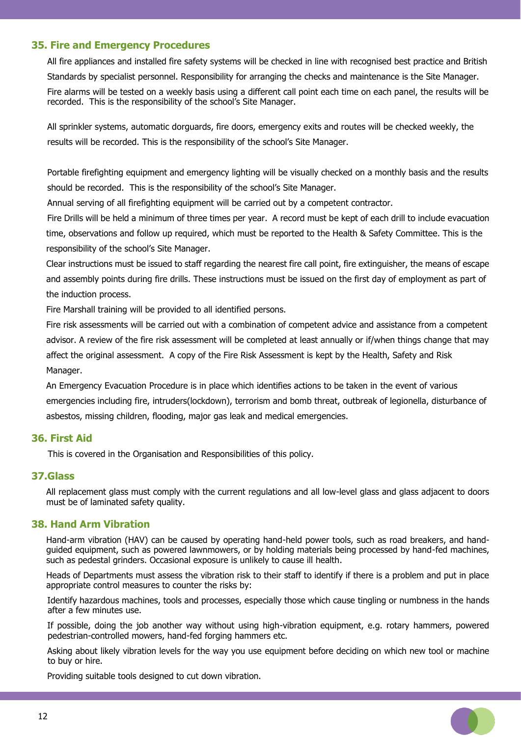## 35. Fire and Emergency Procedures

All fire appliances and installed fire safety systems will be checked in line with recognised best practice and British Standards by specialist personnel. Responsibility for arranging the checks and maintenance is the Site Manager.

Fire alarms will be tested on a weekly basis using a different call point each time on each panel, the results will be recorded. This is the responsibility of the school's Site Manager.

All sprinkler systems, automatic dorguards, fire doors, emergency exits and routes will be checked weekly, the results will be recorded. This is the responsibility of the school's Site Manager.

Portable firefighting equipment and emergency lighting will be visually checked on a monthly basis and the results should be recorded. This is the responsibility of the school's Site Manager.

Annual serving of all firefighting equipment will be carried out by a competent contractor.

Fire Drills will be held a minimum of three times per year. A record must be kept of each drill to include evacuation time, observations and follow up required, which must be reported to the Health & Safety Committee. This is the responsibility of the school's Site Manager.

Clear instructions must be issued to staff regarding the nearest fire call point, fire extinguisher, the means of escape and assembly points during fire drills. These instructions must be issued on the first day of employment as part of the induction process.

Fire Marshall training will be provided to all identified persons.

Fire risk assessments will be carried out with a combination of competent advice and assistance from a competent advisor. A review of the fire risk assessment will be completed at least annually or if/when things change that may affect the original assessment. A copy of the Fire Risk Assessment is kept by the Health, Safety and Risk Manager.

An Emergency Evacuation Procedure is in place which identifies actions to be taken in the event of various emergencies including fire, intruders(lockdown), terrorism and bomb threat, outbreak of legionella, disturbance of asbestos, missing children, flooding, major gas leak and medical emergencies.

## 36. First Aid

This is covered in the Organisation and Responsibilities of this policy.

## 37.Glass

All replacement glass must comply with the current regulations and all low-level glass and glass adjacent to doors must be of laminated safety quality.

## 38. Hand Arm Vibration

Hand-arm vibration (HAV) can be caused by operating hand-held power tools, such as road breakers, and hand-guided equipment, such as powered lawnmowers, or by holding materials being processed by hand-fed machines, such as pedestal grinders. Occasional exposure is unlikely to cause ill health.

Heads of Departments must assess the vibration risk to their staff to identify if there is a problem and put in place appropriate control measures to counter the risks by:

Identify hazardous machines, tools and processes, especially those which cause tingling or numbness in the hands after a few minutes use.

If possible, doing the job another way without using high-vibration equipment, e.g. rotary hammers, powered pedestrian-controlled mowers, hand-fed forging hammers etc.

Asking about likely vibration levels for the way you use equipment before deciding on which new tool or machine to buy or hire.

Providing suitable tools designed to cut down vibration.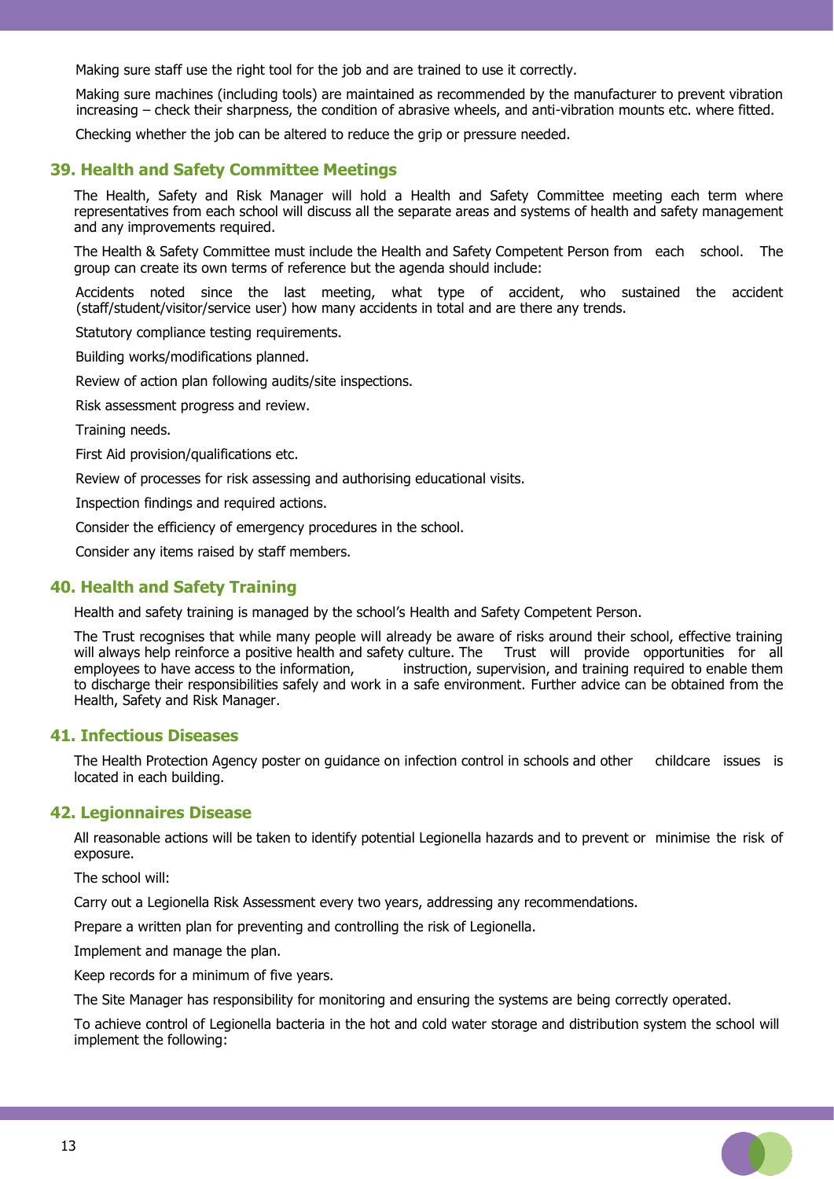Making sure staff use the right tool for the job and are trained to use it correctly.

Making sure machines (including tools) are maintained as recommended by the manufacturer to prevent vibration increasing – check their sharpness, the condition of abrasive wheels, and anti-vibration mounts etc. where fitted.

Checking whether the job can be altered to reduce the grip or pressure needed.

## 39. Health and Safety Committee Meetings

The Health, Safety and Risk Manager will hold a Health and Safety Committee meeting each term where representatives from each school will discuss all the separate areas and systems of health and safety management and any improvements required.

The Health & Safety Committee must include the Health and Safety Competent Person from each school. The group can create its own terms of reference but the agenda should include:

Accidents noted since the last meeting, what type of accident, who sustained the accident (staff/student/visitor/service user) how many accidents in total and are there any trends.

Statutory compliance testing requirements.

Building works/modifications planned.

Review of action plan following audits/site inspections.

Risk assessment progress and review.

Training needs.

First Aid provision/qualifications etc.

Review of processes for risk assessing and authorising educational visits.

Inspection findings and required actions.

Consider the efficiency of emergency procedures in the school.

Consider any items raised by staff members.

## 40. Health and Safety Training

Health and safety training is managed by the school's Health and Safety Competent Person.

The Trust recognises that while many people will already be aware of risks around their school, effective training will always help reinforce a positive health and safety culture. The Trust will provide opportunities for all employees to have access to the information, instruction, supervision, and training required to enable them to discharge their responsibilities safely and work in a safe environment. Further advice can be obtained from the Health, Safety and Risk Manager.

## 41. Infectious Diseases

The Health Protection Agency poster on guidance on infection control in schools and other childcare issues is located in each building.

## 42. Legionnaires Disease

All reasonable actions will be taken to identify potential Legionella hazards and to prevent or minimise the risk of exposure.

The school will:

Carry out a Legionella Risk Assessment every two years, addressing any recommendations.

Prepare a written plan for preventing and controlling the risk of Legionella.

Implement and manage the plan.

Keep records for a minimum of five years.

The Site Manager has responsibility for monitoring and ensuring the systems are being correctly operated.

To achieve control of Legionella bacteria in the hot and cold water storage and distribution system the school will implement the following: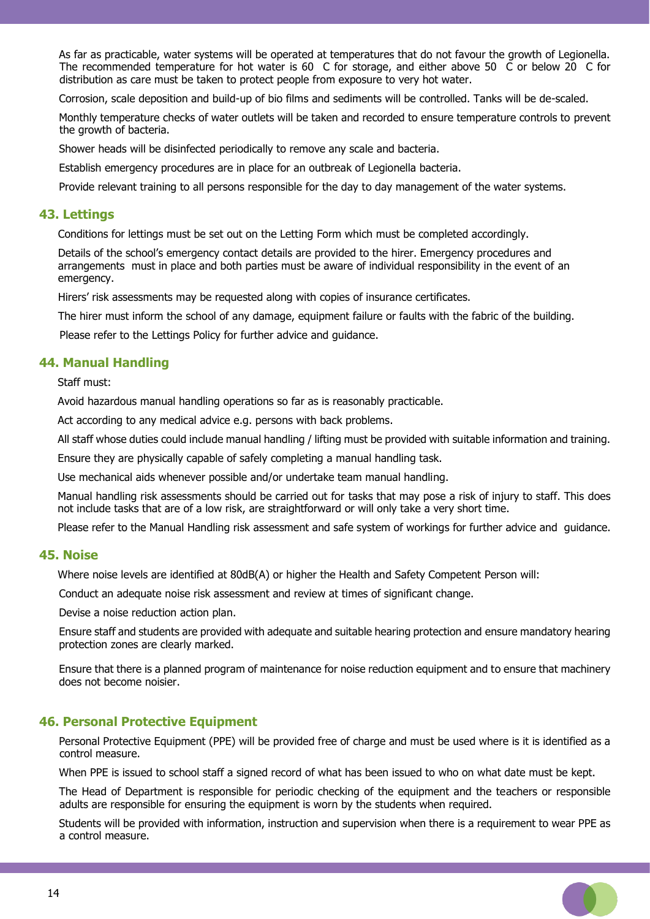As far as practicable, water systems will be operated at temperatures that do not favour the growth of Legionella. The recommended temperature for hot water is 60 C for storage, and either above 50 C or below 20 C for distribution as care must be taken to protect people from exposure to very hot water.

Corrosion, scale deposition and build-up of bio films and sediments will be controlled. Tanks will be de-scaled.

Monthly temperature checks of water outlets will be taken and recorded to ensure temperature controls to prevent the growth of bacteria.

Shower heads will be disinfected periodically to remove any scale and bacteria.

Establish emergency procedures are in place for an outbreak of Legionella bacteria.

Provide relevant training to all persons responsible for the day to day management of the water systems.

## 43. Lettings

Conditions for lettings must be set out on the Letting Form which must be completed accordingly.

Details of the school's emergency contact details are provided to the hirer. Emergency procedures and arrangements must in place and both parties must be aware of individual responsibility in the event of an emergency.

Hirers' risk assessments may be requested along with copies of insurance certificates.

The hirer must inform the school of any damage, equipment failure or faults with the fabric of the building.

Please refer to the Lettings Policy for further advice and guidance.

## 44. Manual Handling

Staff must:

Avoid hazardous manual handling operations so far as is reasonably practicable.

Act according to any medical advice e.g. persons with back problems.

All staff whose duties could include manual handling / lifting must be provided with suitable information and training.

Ensure they are physically capable of safely completing a manual handling task.

Use mechanical aids whenever possible and/or undertake team manual handling.

Manual handling risk assessments should be carried out for tasks that may pose a risk of injury to staff. This does not include tasks that are of a low risk, are straightforward or will only take a very short time.

Please refer to the Manual Handling risk assessment and safe system of workings for further advice and guidance.

## 45. Noise

Where noise levels are identified at 80dB(A) or higher the Health and Safety Competent Person will:

Conduct an adequate noise risk assessment and review at times of significant change.

Devise a noise reduction action plan.

Ensure staff and students are provided with adequate and suitable hearing protection and ensure mandatory hearing protection zones are clearly marked.

Ensure that there is a planned program of maintenance for noise reduction equipment and to ensure that machinery does not become noisier.

## 46. Personal Protective Equipment

Personal Protective Equipment (PPE) will be provided free of charge and must be used where is it is identified as a control measure.

When PPE is issued to school staff a signed record of what has been issued to who on what date must be kept.

The Head of Department is responsible for periodic checking of the equipment and the teachers or responsible adults are responsible for ensuring the equipment is worn by the students when required.

Students will be provided with information, instruction and supervision when there is a requirement to wear PPE as a control measure.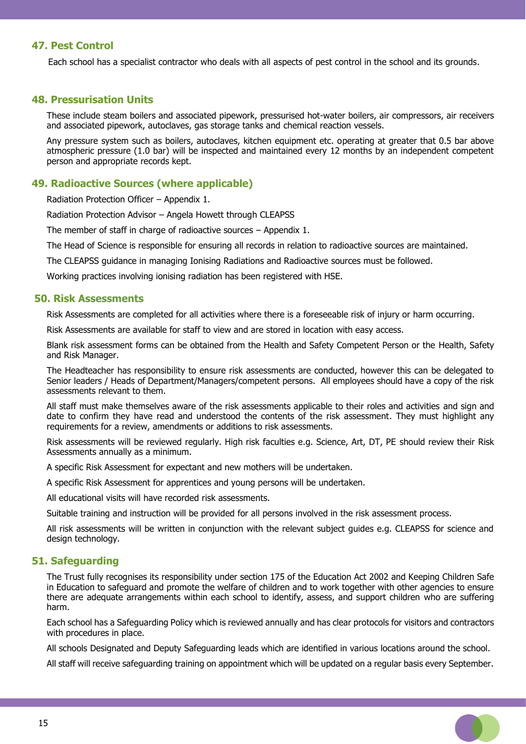## 47. Pest Control

Each school has a specialist contractor who deals with all aspects of pest control in the school and its grounds.

## 48. Pressurisation Units

These include steam boilers and associated pipework, pressurised hot-water boilers, air compressors, air receivers and associated pipework, autoclaves, gas storage tanks and chemical reaction vessels.

Any pressure system such as boilers, autoclaves, kitchen equipment etc. operating at greater that 0.5 bar above atmospheric pressure (1.0 bar) will be inspected and maintained every 12 months by an independent competent person and appropriate records kept.

## 49. Radioactive Sources (where applicable)

Radiation Protection Officer – Appendix 1.

Radiation Protection Advisor – Angela Howett through CLEAPSS

The member of staff in charge of radioactive sources – Appendix 1.

The Head of Science is responsible for ensuring all records in relation to radioactive sources are maintained.

The CLEAPSS guidance in managing Ionising Radiations and Radioactive sources must be followed.

Working practices involving ionising radiation has been registered with HSE.

## 50. Risk Assessments

Risk Assessments are completed for all activities where there is a foreseeable risk of injury or harm occurring.

Risk Assessments are available for staff to view and are stored in location with easy access.

Blank risk assessment forms can be obtained from the Health and Safety Competent Person or the Health, Safety and Risk Manager.

The Headteacher has responsibility to ensure risk assessments are conducted, however this can be delegated to Senior leaders / Heads of Department/Managers/competent persons. All employees should have a copy of the risk assessments relevant to them.

All staff must make themselves aware of the risk assessments applicable to their roles and activities and sign and date to confirm they have read and understood the contents of the risk assessment. They must highlight any requirements for a review, amendments or additions to risk assessments.

Risk assessments will be reviewed regularly. High risk faculties e.g. Science, Art, DT, PE should review their Risk Assessments annually as a minimum.

A specific Risk Assessment for expectant and new mothers will be undertaken.

A specific Risk Assessment for apprentices and young persons will be undertaken.

All educational visits will have recorded risk assessments.

Suitable training and instruction will be provided for all persons involved in the risk assessment process.

All risk assessments will be written in conjunction with the relevant subject guides e.g. CLEAPSS for science and design technology.

## 51. Safeguarding

The Trust fully recognises its responsibility under section 175 of the Education Act 2002 and Keeping Children Safe in Education to safeguard and promote the welfare of children and to work together with other agencies to ensure there are adequate arrangements within each school to identify, assess, and support children who are suffering harm.

Each school has a Safeguarding Policy which is reviewed annually and has clear protocols for visitors and contractors with procedures in place.

All schools Designated and Deputy Safeguarding leads which are identified in various locations around the school.

All staff will receive safeguarding training on appointment which will be updated on a regular basis every September.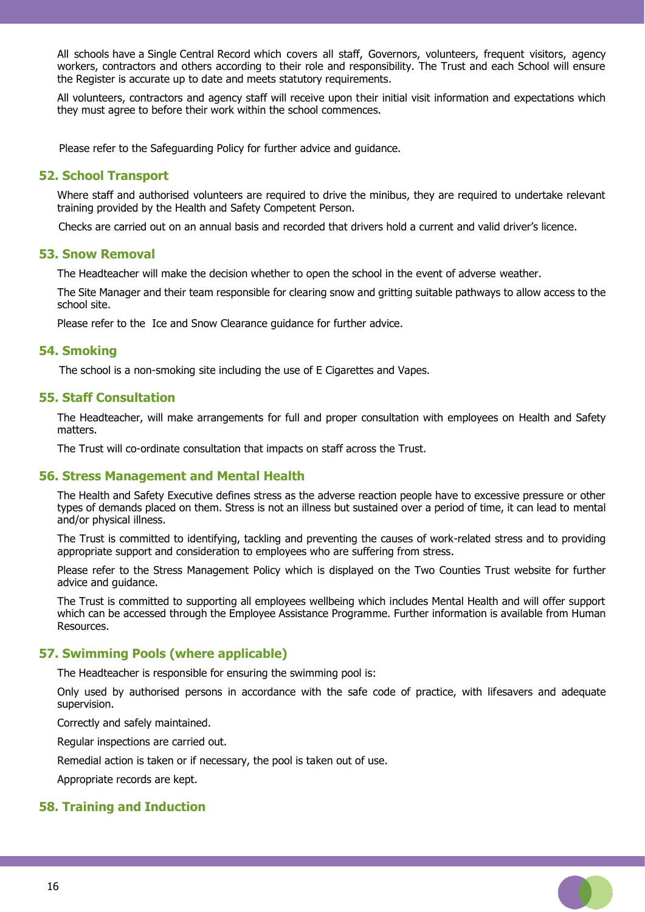All schools have a Single Central Record which covers all staff, Governors, volunteers, frequent visitors, agency workers, contractors and others according to their role and responsibility. The Trust and each School will ensure the Register is accurate up to date and meets statutory requirements.

All volunteers, contractors and agency staff will receive upon their initial visit information and expectations which they must agree to before their work within the school commences.

Please refer to the Safeguarding Policy for further advice and guidance.

## 52. School Transport

Where staff and authorised volunteers are required to drive the minibus, they are required to undertake relevant training provided by the Health and Safety Competent Person.

Checks are carried out on an annual basis and recorded that drivers hold a current and valid driver's licence.

## 53. Snow Removal

The Headteacher will make the decision whether to open the school in the event of adverse weather.

The Site Manager and their team responsible for clearing snow and gritting suitable pathways to allow access to the school site.

Please refer to the Ice and Snow Clearance guidance for further advice.

## 54. Smoking

The school is a non-smoking site including the use of E Cigarettes and Vapes.

## 55. Staff Consultation

The Headteacher, will make arrangements for full and proper consultation with employees on Health and Safety matters.

The Trust will co-ordinate consultation that impacts on staff across the Trust.

## 56. Stress Management and Mental Health

The Health and Safety Executive defines stress as the adverse reaction people have to excessive pressure or other types of demands placed on them. Stress is not an illness but sustained over a period of time, it can lead to mental and/or physical illness.

The Trust is committed to identifying, tackling and preventing the causes of work-related stress and to providing appropriate support and consideration to employees who are suffering from stress.

Please refer to the Stress Management Policy which is displayed on the Two Counties Trust website for further advice and guidance.

The Trust is committed to supporting all employees wellbeing which includes Mental Health and will offer support which can be accessed through the Employee Assistance Programme. Further information is available from Human Resources.

## 57. Swimming Pools (where applicable)

The Headteacher is responsible for ensuring the swimming pool is:

Only used by authorised persons in accordance with the safe code of practice, with lifesavers and adequate supervision.

Correctly and safely maintained.

Regular inspections are carried out.

Remedial action is taken or if necessary, the pool is taken out of use.

Appropriate records are kept.

## 58. Training and Induction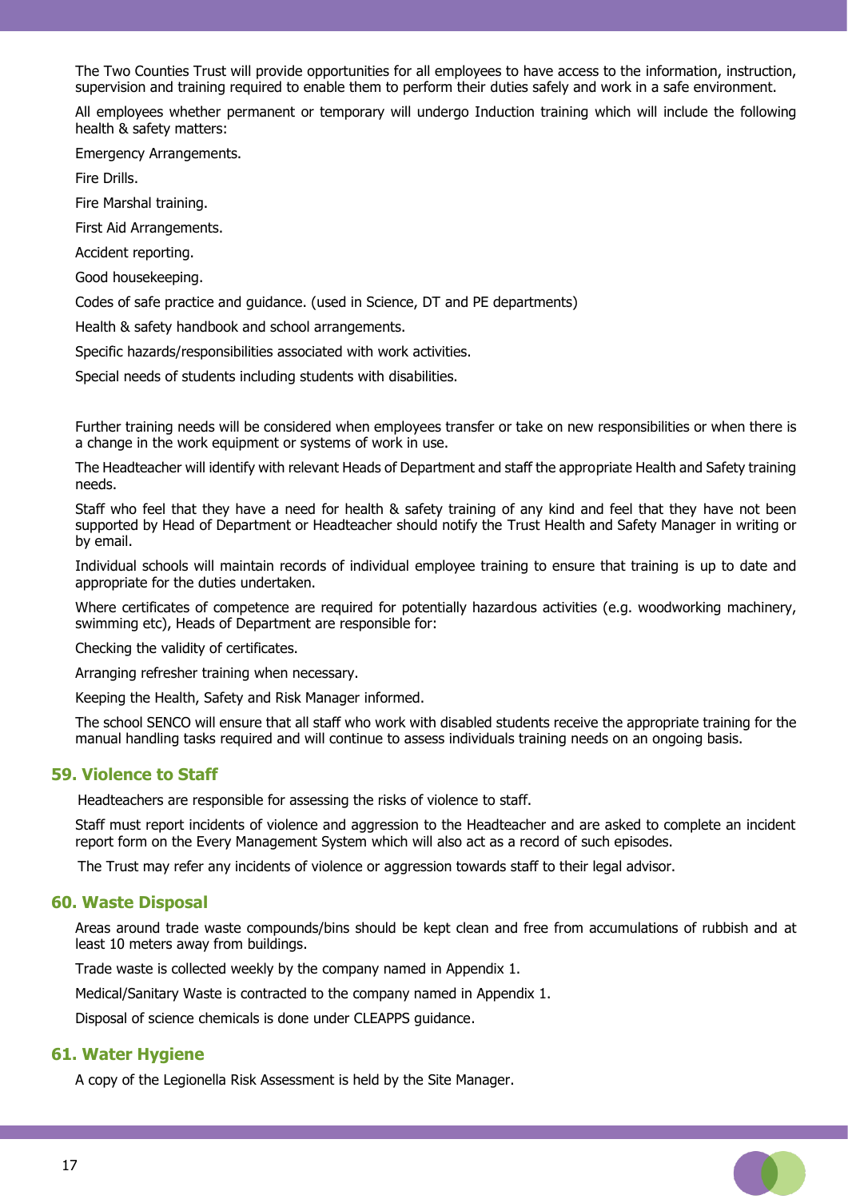The Two Counties Trust will provide opportunities for all employees to have access to the information, instruction, supervision and training required to enable them to perform their duties safely and work in a safe environment.

All employees whether permanent or temporary will undergo Induction training which will include the following health & safety matters:

Emergency Arrangements.

Fire Drills.

Fire Marshal training.

First Aid Arrangements.

Accident reporting.

Good housekeeping.

Codes of safe practice and guidance. (used in Science, DT and PE departments)

Health & safety handbook and school arrangements.

Specific hazards/responsibilities associated with work activities.

Special needs of students including students with disabilities.

Further training needs will be considered when employees transfer or take on new responsibilities or when there is a change in the work equipment or systems of work in use.

The Headteacher will identify with relevant Heads of Department and staff the appropriate Health and Safety training needs.

Staff who feel that they have a need for health & safety training of any kind and feel that they have not been supported by Head of Department or Headteacher should notify the Trust Health and Safety Manager in writing or by email.

Individual schools will maintain records of individual employee training to ensure that training is up to date and appropriate for the duties undertaken.

Where certificates of competence are required for potentially hazardous activities (e.g. woodworking machinery, swimming etc), Heads of Department are responsible for:

Checking the validity of certificates.

Arranging refresher training when necessary.

Keeping the Health, Safety and Risk Manager informed.

The school SENCO will ensure that all staff who work with disabled students receive the appropriate training for the manual handling tasks required and will continue to assess individuals training needs on an ongoing basis.

## 59. Violence to Staff

Headteachers are responsible for assessing the risks of violence to staff.

Staff must report incidents of violence and aggression to the Headteacher and are asked to complete an incident report form on the Every Management System which will also act as a record of such episodes.

The Trust may refer any incidents of violence or aggression towards staff to their legal advisor.

## 60. Waste Disposal

Areas around trade waste compounds/bins should be kept clean and free from accumulations of rubbish and at least 10 meters away from buildings.

Trade waste is collected weekly by the company named in Appendix 1.

Medical/Sanitary Waste is contracted to the company named in Appendix 1.

Disposal of science chemicals is done under CLEAPPS guidance.

## 61. Water Hygiene

A copy of the Legionella Risk Assessment is held by the Site Manager.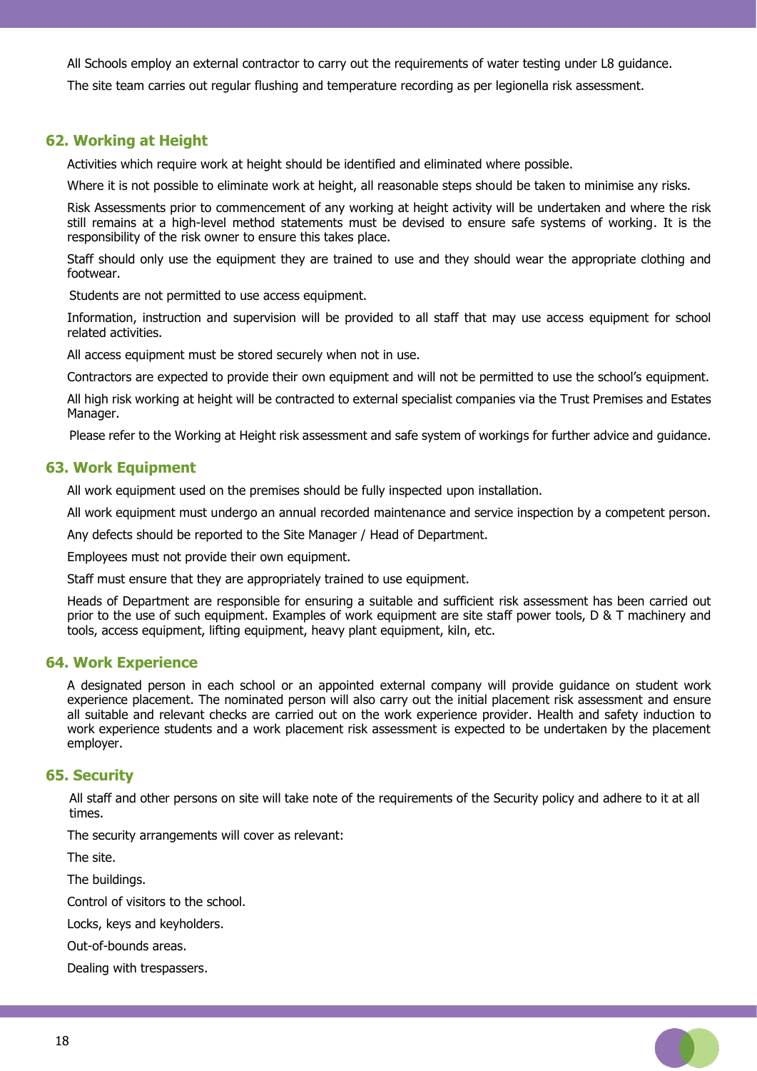All Schools employ an external contractor to carry out the requirements of water testing under L8 guidance.

The site team carries out regular flushing and temperature recording as per legionella risk assessment.

## 62. Working at Height

Activities which require work at height should be identified and eliminated where possible.

Where it is not possible to eliminate work at height, all reasonable steps should be taken to minimise any risks.

Risk Assessments prior to commencement of any working at height activity will be undertaken and where the risk still remains at a high-level method statements must be devised to ensure safe systems of working. It is the responsibility of the risk owner to ensure this takes place.

Staff should only use the equipment they are trained to use and they should wear the appropriate clothing and footwear.

Students are not permitted to use access equipment.

Information, instruction and supervision will be provided to all staff that may use access equipment for school related activities.

All access equipment must be stored securely when not in use.

Contractors are expected to provide their own equipment and will not be permitted to use the school's equipment.

All high risk working at height will be contracted to external specialist companies via the Trust Premises and Estates Manager.

Please refer to the Working at Height risk assessment and safe system of workings for further advice and guidance.

## 63. Work Equipment

All work equipment used on the premises should be fully inspected upon installation.

All work equipment must undergo an annual recorded maintenance and service inspection by a competent person.

Any defects should be reported to the Site Manager / Head of Department.

Employees must not provide their own equipment.

Staff must ensure that they are appropriately trained to use equipment.

Heads of Department are responsible for ensuring a suitable and sufficient risk assessment has been carried out prior to the use of such equipment. Examples of work equipment are site staff power tools, D & T machinery and tools, access equipment, lifting equipment, heavy plant equipment, kiln, etc.

## 64. Work Experience

A designated person in each school or an appointed external company will provide guidance on student work experience placement. The nominated person will also carry out the initial placement risk assessment and ensure all suitable and relevant checks are carried out on the work experience provider. Health and safety induction to work experience students and a work placement risk assessment is expected to be undertaken by the placement employer.

## 65. Security

All staff and other persons on site will take note of the requirements of the Security policy and adhere to it at all times.

The security arrangements will cover as relevant:

The site.

The buildings.

Control of visitors to the school.

Locks, keys and keyholders.

Out-of-bounds areas.

Dealing with trespassers.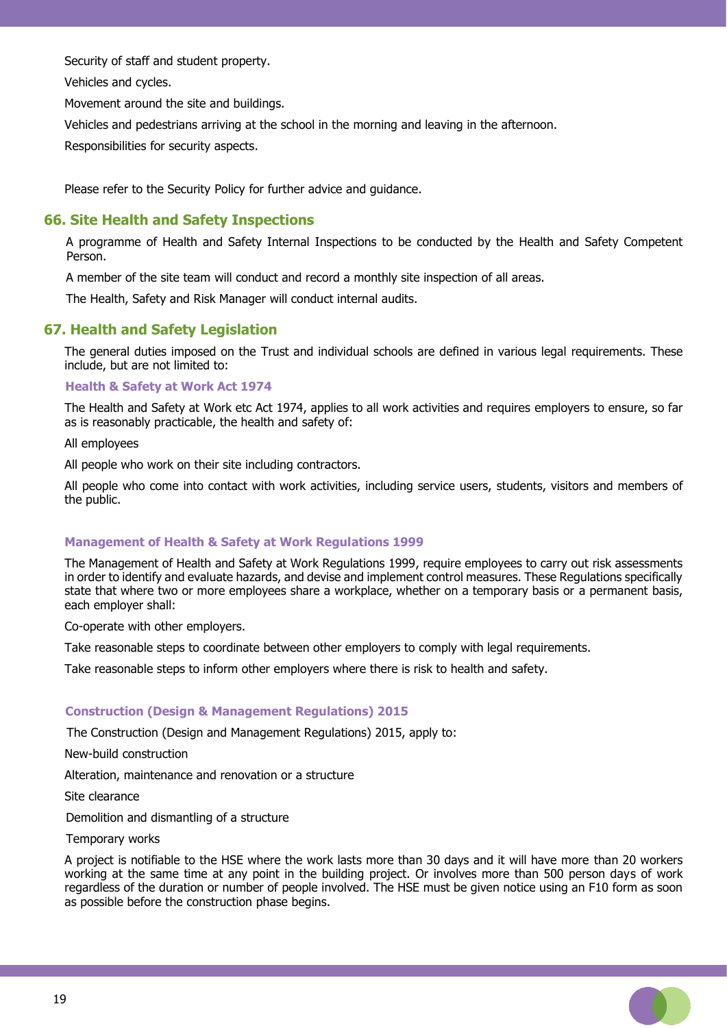Security of staff and student property.

Vehicles and cycles.

Movement around the site and buildings.

Vehicles and pedestrians arriving at the school in the morning and leaving in the afternoon.

Responsibilities for security aspects.

Please refer to the Security Policy for further advice and guidance.

## 66. Site Health and Safety Inspections

A programme of Health and Safety Internal Inspections to be conducted by the Health and Safety Competent Person.

A member of the site team will conduct and record a monthly site inspection of all areas.

The Health, Safety and Risk Manager will conduct internal audits.

## 67. Health and Safety Legislation

The general duties imposed on the Trust and individual schools are defined in various legal requirements. These include, but are not limited to:

### Health & Safety at Work Act 1974

The Health and Safety at Work etc Act 1974, applies to all work activities and requires employers to ensure, so far as is reasonably practicable, the health and safety of:

All employees

All people who work on their site including contractors.

All people who come into contact with work activities, including service users, students, visitors and members of the public.

### Management of Health & Safety at Work Regulations 1999

The Management of Health and Safety at Work Regulations 1999, require employees to carry out risk assessments in order to identify and evaluate hazards, and devise and implement control measures. These Regulations specifically state that where two or more employees share a workplace, whether on a temporary basis or a permanent basis, each employer shall:

Co-operate with other employers.

Take reasonable steps to coordinate between other employers to comply with legal requirements.

Take reasonable steps to inform other employers where there is risk to health and safety.

### Construction (Design & Management Regulations) 2015

The Construction (Design and Management Regulations) 2015, apply to:

New-build construction

Alteration, maintenance and renovation or a structure

Site clearance

Demolition and dismantling of a structure

Temporary works

A project is notifiable to the HSE where the work lasts more than 30 days and it will have more than 20 workers working at the same time at any point in the building project. Or involves more than 500 person days of work regardless of the duration or number of people involved. The HSE must be given notice using an F10 form as soon as possible before the construction phase begins.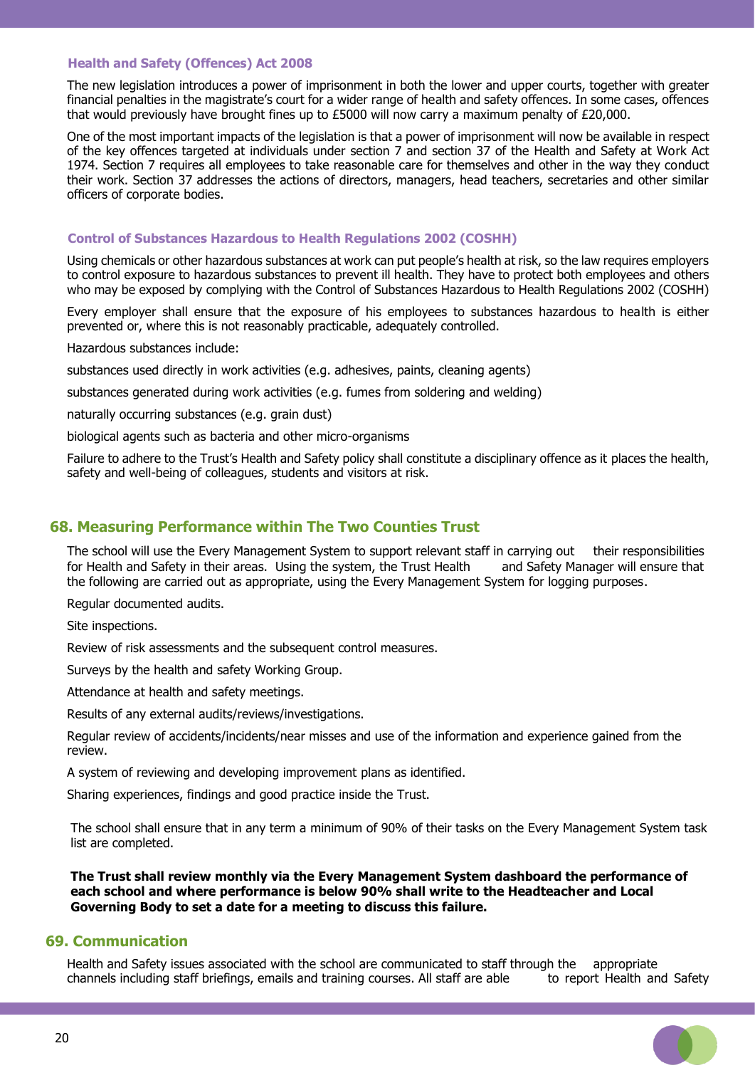### Health and Safety (Offences) Act 2008

The new legislation introduces a power of imprisonment in both the lower and upper courts, together with greater financial penalties in the magistrate's court for a wider range of health and safety offences. In some cases, offences that would previously have brought fines up to £5000 will now carry a maximum penalty of £20,000.

One of the most important impacts of the legislation is that a power of imprisonment will now be available in respect of the key offences targeted at individuals under section 7 and section 37 of the Health and Safety at Work Act 1974. Section 7 requires all employees to take reasonable care for themselves and other in the way they conduct their work. Section 37 addresses the actions of directors, managers, head teachers, secretaries and other similar officers of corporate bodies.

### Control of Substances Hazardous to Health Regulations 2002 (COSHH)

Using chemicals or other hazardous substances at work can put people's health at risk, so the law requires employers to control exposure to hazardous substances to prevent ill health. They have to protect both employees and others who may be exposed by complying with the Control of Substances Hazardous to Health Regulations 2002 (COSHH)

Every employer shall ensure that the exposure of his employees to substances hazardous to health is either prevented or, where this is not reasonably practicable, adequately controlled.

Hazardous substances include:

substances used directly in work activities (e.g. adhesives, paints, cleaning agents)

substances generated during work activities (e.g. fumes from soldering and welding)

naturally occurring substances (e.g. grain dust)

biological agents such as bacteria and other micro-organisms

Failure to adhere to the Trust's Health and Safety policy shall constitute a disciplinary offence as it places the health, safety and well-being of colleagues, students and visitors at risk.

## 68. Measuring Performance within The Two Counties Trust

The school will use the Every Management System to support relevant staff in carrying out their responsibilities for Health and Safety in their areas. Using the system, the Trust Health and Safety Manager will ensure that the following are carried out as appropriate, using the Every Management System for logging purposes.

Regular documented audits.

Site inspections.

Review of risk assessments and the subsequent control measures.

Surveys by the health and safety Working Group.

Attendance at health and safety meetings.

Results of any external audits/reviews/investigations.

Regular review of accidents/incidents/near misses and use of the information and experience gained from the review.

A system of reviewing and developing improvement plans as identified.

Sharing experiences, findings and good practice inside the Trust.

The school shall ensure that in any term a minimum of 90% of their tasks on the Every Management System task list are completed.

**The Trust shall review monthly via the Every Management System dashboard the performance of each school and where performance is below 90% shall write to the Headteacher and Local Governing Body to set a date for a meeting to discuss this failure.**

## 69. Communication

Health and Safety issues associated with the school are communicated to staff through the appropriate channels including staff briefings, emails and training courses. All staff are able to report Health and Safety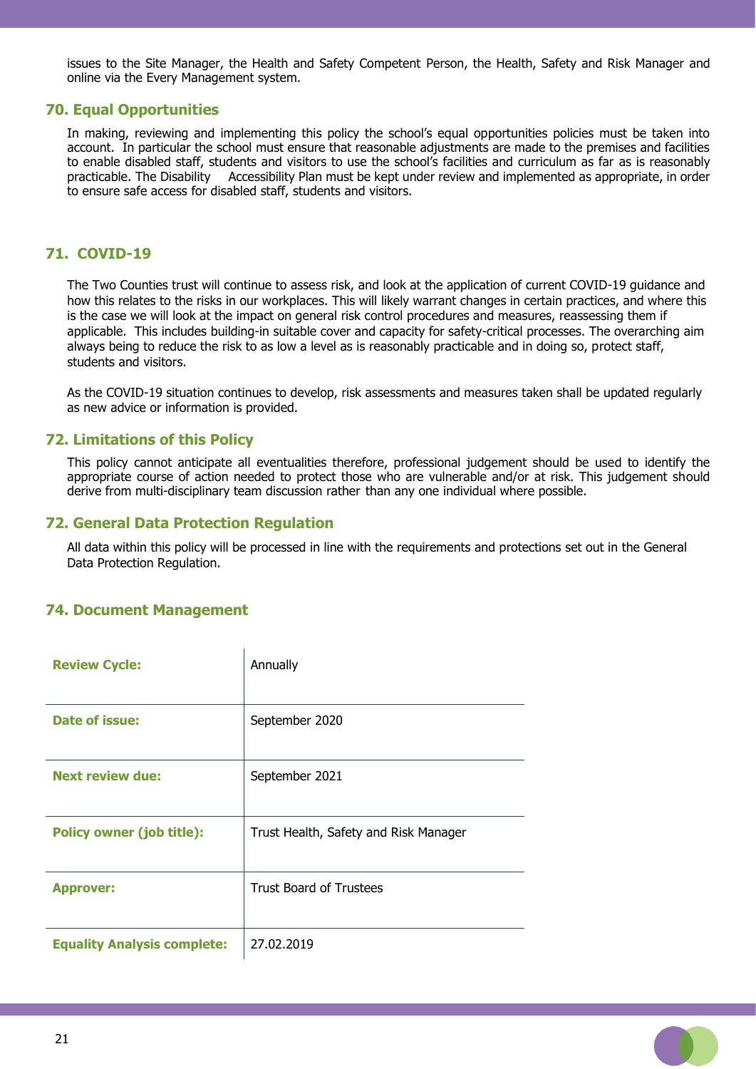issues to the Site Manager, the Health and Safety Competent Person, the Health, Safety and Risk Manager and online via the Every Management system.

## 70. Equal Opportunities

In making, reviewing and implementing this policy the school's equal opportunities policies must be taken into account. In particular the school must ensure that reasonable adjustments are made to the premises and facilities to enable disabled staff, students and visitors to use the school's facilities and curriculum as far as is reasonably practicable. The Disability Accessibility Plan must be kept under review and implemented as appropriate, in order to ensure safe access for disabled staff, students and visitors.

## 71. COVID-19

The Two Counties trust will continue to assess risk, and look at the application of current COVID-19 guidance and how this relates to the risks in our workplaces. This will likely warrant changes in certain practices, and where this is the case we will look at the impact on general risk control procedures and measures, reassessing them if applicable. This includes building-in suitable cover and capacity for safety-critical processes. The overarching aim always being to reduce the risk to as low a level as is reasonably practicable and in doing so, protect staff, students and visitors.

As the COVID-19 situation continues to develop, risk assessments and measures taken shall be updated regularly as new advice or information is provided.

## 72. Limitations of this Policy

This policy cannot anticipate all eventualities therefore, professional judgement should be used to identify the appropriate course of action needed to protect those who are vulnerable and/or at risk. This judgement should derive from multi-disciplinary team discussion rather than any one individual where possible.

## 72. General Data Protection Regulation

All data within this policy will be processed in line with the requirements and protections set out in the General Data Protection Regulation.

## 74. Document Management

| | |
|---|---|
| **Review Cycle:** | Annually |
| **Date of issue:** | September 2020 |
| **Next review due:** | September 2021 |
| **Policy owner (job title):** | Trust Health, Safety and Risk Manager |
| **Approver:** | Trust Board of Trustees |
| **Equality Analysis complete:** | 27.02.2019 |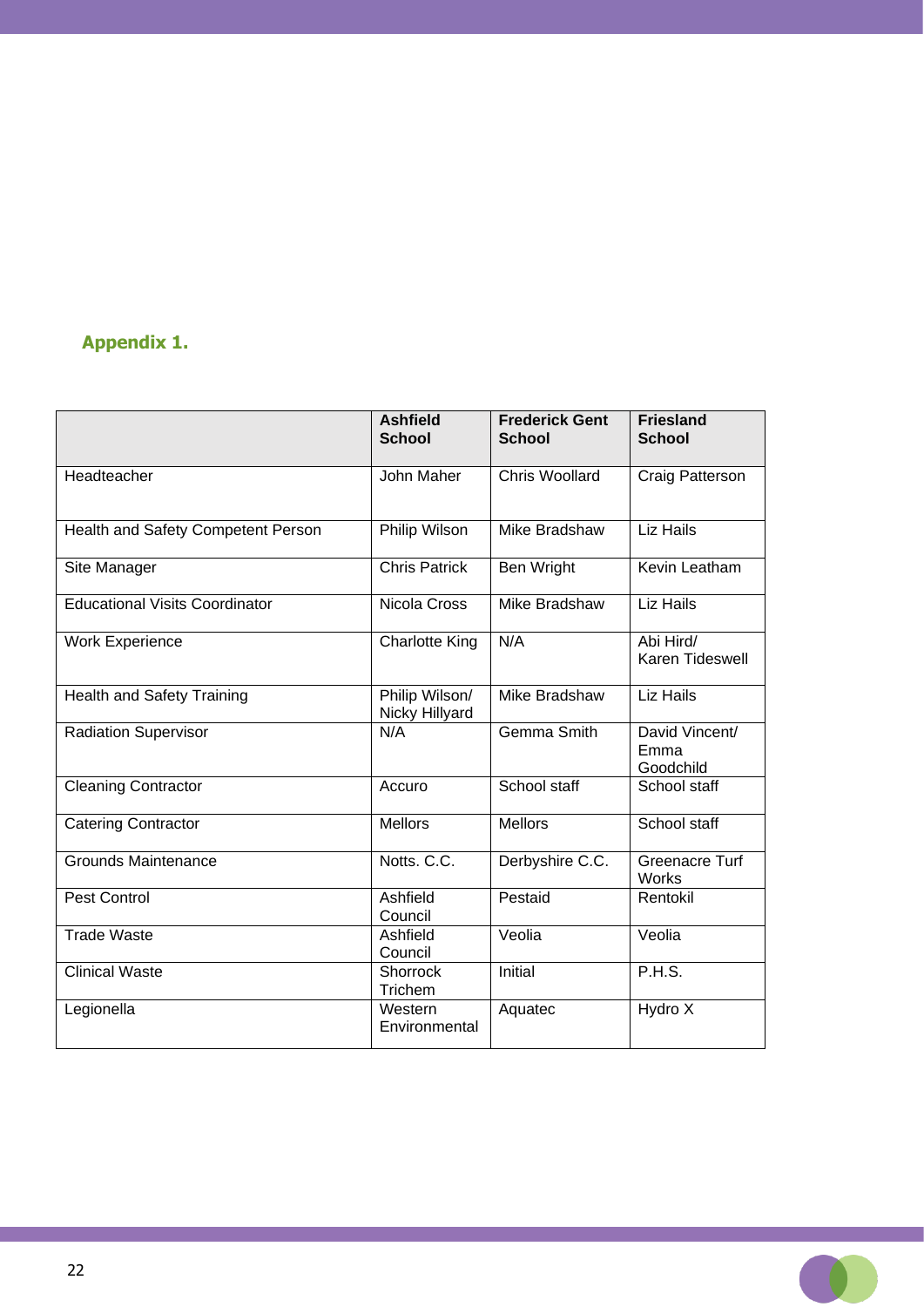## Appendix 1.

| | Ashfield School | Frederick Gent School | Friesland School |
|---|---|---|---|
| Headteacher | John Maher | Chris Woollard | Craig Patterson |
| Health and Safety Competent Person | Philip Wilson | Mike Bradshaw | Liz Hails |
| Site Manager | Chris Patrick | Ben Wright | Kevin Leatham |
| Educational Visits Coordinator | Nicola Cross | Mike Bradshaw | Liz Hails |
| Work Experience | Charlotte King | N/A | Abi Hird/ Karen Tideswell |
| Health and Safety Training | Philip Wilson/ Nicky Hillyard | Mike Bradshaw | Liz Hails |
| Radiation Supervisor | N/A | Gemma Smith | David Vincent/ Emma Goodchild |
| Cleaning Contractor | Accuro | School staff | School staff |
| Catering Contractor | Mellors | Mellors | School staff |
| Grounds Maintenance | Notts. C.C. | Derbyshire C.C. | Greenacre Turf Works |
| Pest Control | Ashfield Council | Pestaid | Rentokil |
| Trade Waste | Ashfield Council | Veolia | Veolia |
| Clinical Waste | Shorrock Trichem | Initial | P.H.S. |
| Legionella | Western Environmental | Aquatec | Hydro X |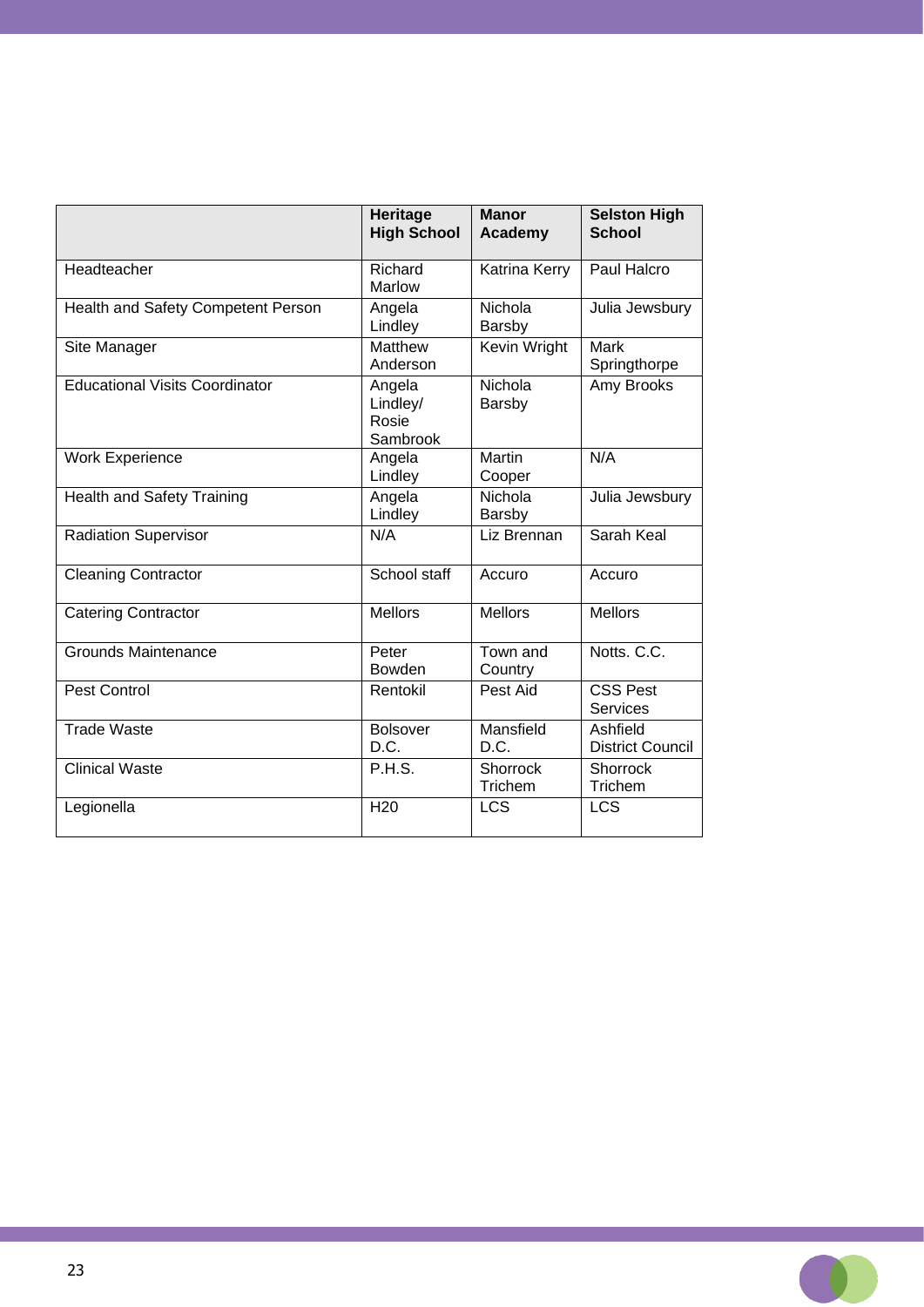| | Heritage High School | Manor Academy | Selston High School |
|---|---|---|---|
| Headteacher | Richard Marlow | Katrina Kerry | Paul Halcro |
| Health and Safety Competent Person | Angela Lindley | Nichola Barsby | Julia Jewsbury |
| Site Manager | Matthew Anderson | Kevin Wright | Mark Springthorpe |
| Educational Visits Coordinator | Angela Lindley/ Rosie Sambrook | Nichola Barsby | Amy Brooks |
| Work Experience | Angela Lindley | Martin Cooper | N/A |
| Health and Safety Training | Angela Lindley | Nichola Barsby | Julia Jewsbury |
| Radiation Supervisor | N/A | Liz Brennan | Sarah Keal |
| Cleaning Contractor | School staff | Accuro | Accuro |
| Catering Contractor | Mellors | Mellors | Mellors |
| Grounds Maintenance | Peter Bowden | Town and Country | Notts. C.C. |
| Pest Control | Rentokil | Pest Aid | CSS Pest Services |
| Trade Waste | Bolsover D.C. | Mansfield D.C. | Ashfield District Council |
| Clinical Waste | P.H.S. | Shorrock Trichem | Shorrock Trichem |
| Legionella | H20 | LCS | LCS |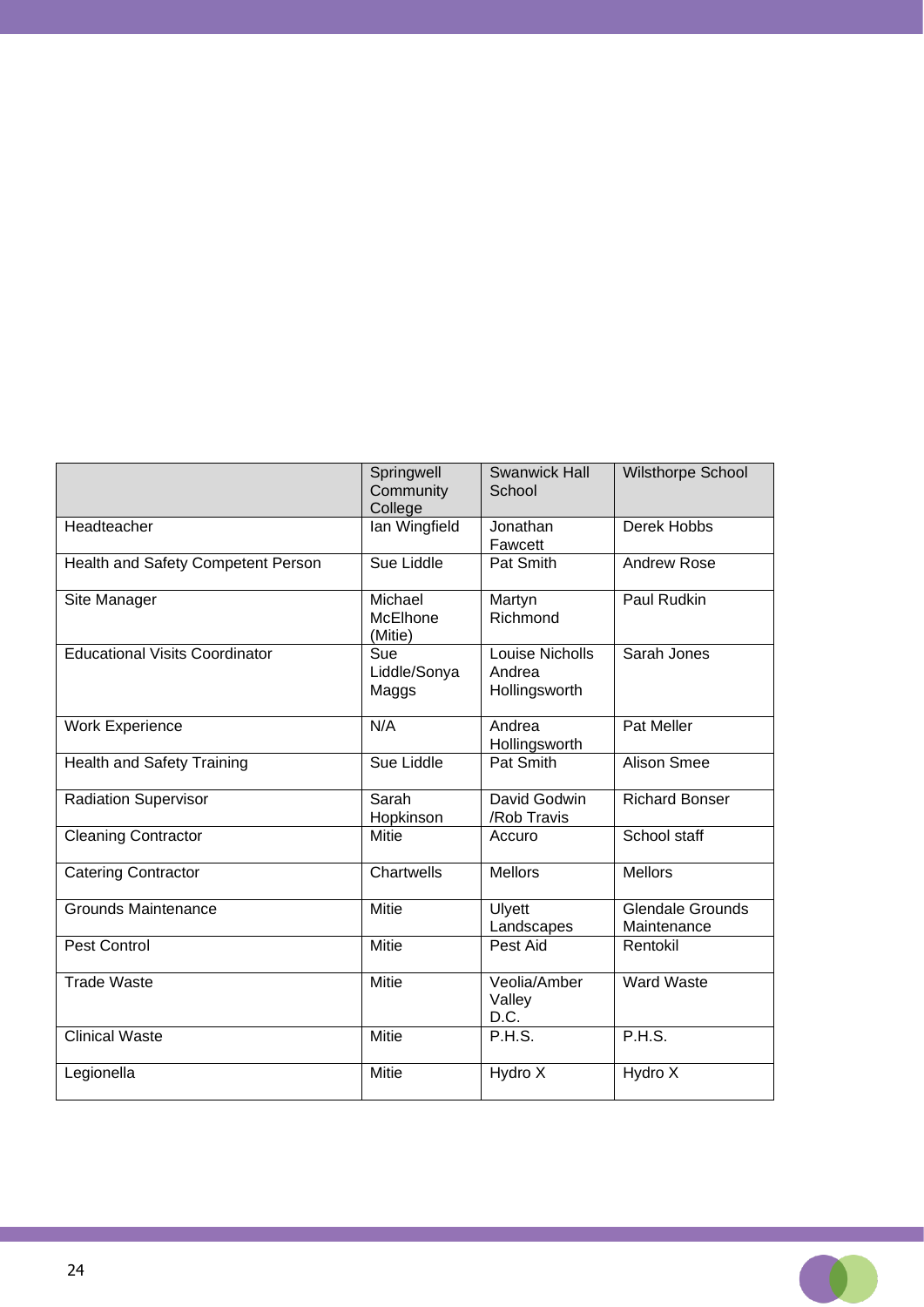| | Springwell Community College | Swanwick Hall School | Wilsthorpe School |
|---|---|---|---|
| Headteacher | Ian Wingfield | Jonathan Fawcett | Derek Hobbs |
| Health and Safety Competent Person | Sue Liddle | Pat Smith | Andrew Rose |
| Site Manager | Michael McElhone (Mitie) | Martyn Richmond | Paul Rudkin |
| Educational Visits Coordinator | Sue Liddle/Sonya Maggs | Louise Nicholls Andrea Hollingsworth | Sarah Jones |
| Work Experience | N/A | Andrea Hollingsworth | Pat Meller |
| Health and Safety Training | Sue Liddle | Pat Smith | Alison Smee |
| Radiation Supervisor | Sarah Hopkinson | David Godwin /Rob Travis | Richard Bonser |
| Cleaning Contractor | Mitie | Accuro | School staff |
| Catering Contractor | Chartwells | Mellors | Mellors |
| Grounds Maintenance | Mitie | Ulyett Landscapes | Glendale Grounds Maintenance |
| Pest Control | Mitie | Pest Aid | Rentokil |
| Trade Waste | Mitie | Veolia/Amber Valley D.C. | Ward Waste |
| Clinical Waste | Mitie | P.H.S. | P.H.S. |
| Legionella | Mitie | Hydro X | Hydro X |